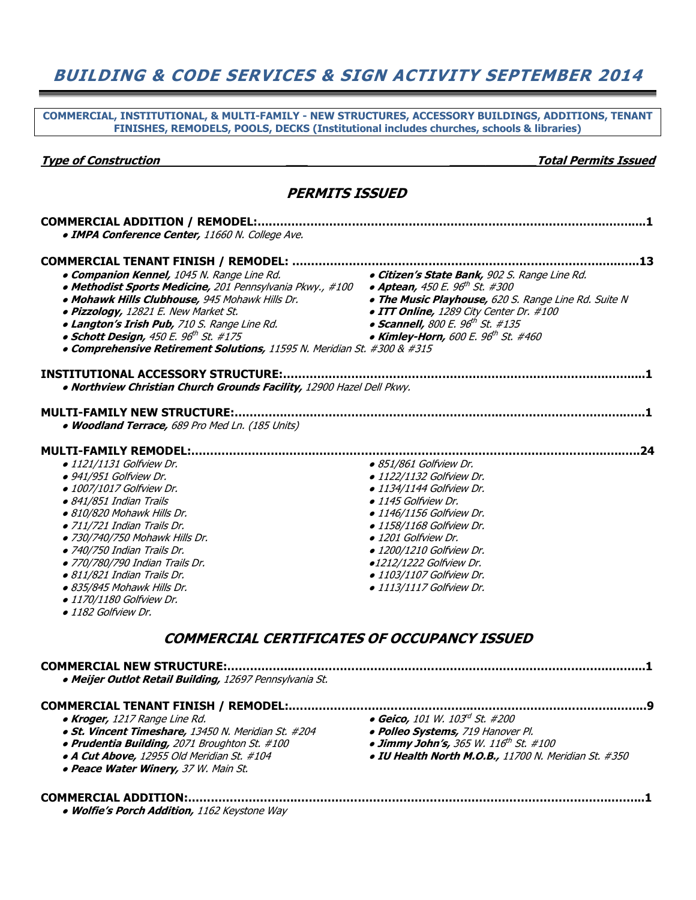# *BUILDING & CODE SERVICES & SIGN ACTIVITY SEPTEMBER 2014*

**COMMERCIAL, INSTITUTIONAL, & MULTI-FAMILY - NEW STRUCTURES, ACCESSORY BUILDINGS, ADDITIONS, TENANT FINISHES, REMODELS, POOLS, DECKS (Institutional includes churches, schools & libraries)**

***Type of Construction*** — ***Total Permits Issued***

## *PERMITS ISSUED*

**COMMERCIAL ADDITION / REMODEL:**......................................................................................................**1**

- ***IMPA Conference Center,*** *11660 N. College Ave.*

**COMMERCIAL TENANT FINISH / REMODEL:** ..........................................................................................**13**

- ***Companion Kennel,*** *1045 N. Range Line Rd.*
- ***Methodist Sports Medicine,*** *201 Pennsylvania Pkwy., #100*
- ***Mohawk Hills Clubhouse,*** *945 Mohawk Hills Dr.*
- ***Pizzology,*** *12821 E. New Market St.*
- ***Langton's Irish Pub,*** *710 S. Range Line Rd.*
- ***Schott Design,*** *450 E. 96th St. #175*
- ***Comprehensive Retirement Solutions,*** *11595 N. Meridian St. #300 & #315*
- ***Citizen's State Bank,*** *902 S. Range Line Rd.*
- ***Aptean,*** *450 E. 96th St. #300*
- ***The Music Playhouse,*** *620 S. Range Line Rd. Suite N*
- ***ITT Online,*** *1289 City Center Dr. #100*
- ***Scannell,*** *800 E. 96th St. #135*
- ***Kimley-Horn,*** *600 E. 96th St. #460*

**INSTITUTIONAL ACCESSORY STRUCTURE:**..............................................................................................**1**

- ***Northview Christian Church Grounds Facility,*** *12900 Hazel Dell Pkwy.*

**MULTI-FAMILY NEW STRUCTURE:**..........................................................................................................**1**

- ***Woodland Terrace,*** *689 Pro Med Ln. (185 Units)*

**MULTI-FAMILY REMODEL:**......................................................................................................................**24**

- *1121/1131 Golfview Dr.*
- *941/951 Golfview Dr.*
- *1007/1017 Golfview Dr.*
- *841/851 Indian Trails*
- *810/820 Mohawk Hills Dr.*
- *711/721 Indian Trails Dr.*
- *730/740/750 Mohawk Hills Dr.*
- *740/750 Indian Trails Dr.*
- *770/780/790 Indian Trails Dr.*
- *811/821 Indian Trails Dr.*
- *835/845 Mohawk Hills Dr.*
- *1170/1180 Golfview Dr.*
- *1182 Golfview Dr.*
- *851/861 Golfview Dr.*
- *1122/1132 Golfview Dr.*
- *1134/1144 Golfview Dr.*
- *1145 Golfview Dr.*
- *1146/1156 Golfview Dr.*
- *1158/1168 Golfview Dr.*
- *1201 Golfview Dr.*
- *1200/1210 Golfview Dr.*
- *1212/1222 Golfview Dr.*
- *1103/1107 Golfview Dr.*
- *1113/1117 Golfview Dr.*

## *COMMERCIAL CERTIFICATES OF OCCUPANCY ISSUED*

**COMMERCIAL NEW STRUCTURE:**...............................................................................................................**1**

- ***Meijer Outlot Retail Building,*** *12697 Pennsylvania St.*

**COMMERCIAL TENANT FINISH / REMODEL:**..............................................................................................**9**

- ***Kroger,*** *1217 Range Line Rd.*
- ***St. Vincent Timeshare,*** *13450 N. Meridian St. #204*
- ***Prudentia Building,*** *2071 Broughton St. #100*
- ***A Cut Above,*** *12955 Old Meridian St. #104*
- ***Peace Water Winery,*** *37 W. Main St.*
- ***Geico,*** *101 W. 103rd St. #200*
- ***Polleo Systems,*** *719 Hanover Pl.*
- ***Jimmy John's,*** *365 W. 116th St. #100*
- ***IU Health North M.O.B.,*** *11700 N. Meridian St. #350*

**COMMERCIAL ADDITION:**.........................................................................................................................**1**

- ***Wolfie's Porch Addition,*** *1162 Keystone Way*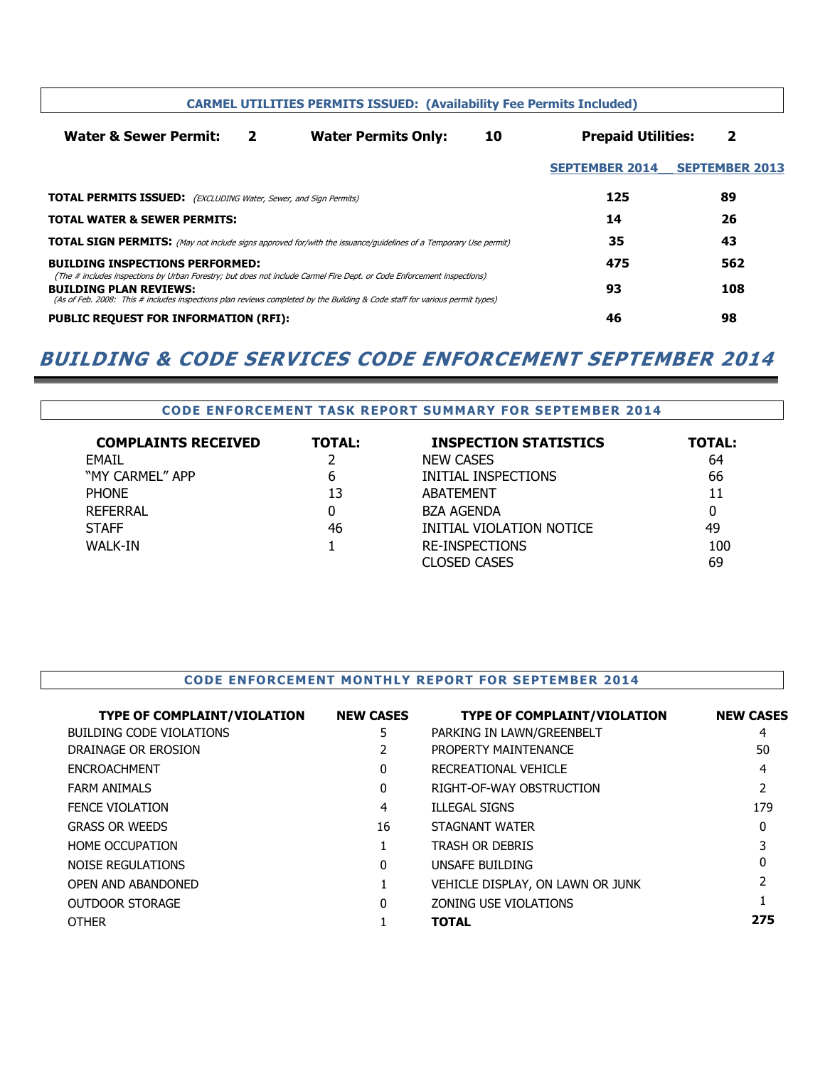**CARMEL UTILITIES PERMITS ISSUED: (Availability Fee Permits Included)**

| Water & Sewer Permit: | 2 | Water Permits Only: | 10 | Prepaid Utilities: | 2 |
|---|---|---|---|---|---|

| | SEPTEMBER 2014 | SEPTEMBER 2013 |
|---|---|---|
| **TOTAL PERMITS ISSUED:** *(EXCLUDING Water, Sewer, and Sign Permits)* | 125 | 89 |
| **TOTAL WATER & SEWER PERMITS:** | 14 | 26 |
| **TOTAL SIGN PERMITS:** *(May not include signs approved for/with the issuance/guidelines of a Temporary Use permit)* | 35 | 43 |
| **BUILDING INSPECTIONS PERFORMED:** *(The # includes inspections by Urban Forestry; but does not include Carmel Fire Dept. or Code Enforcement inspections)* | 475 | 562 |
| **BUILDING PLAN REVIEWS:** *(As of Feb. 2008: This # includes inspections plan reviews completed by the Building & Code staff for various permit types)* | 93 | 108 |
| **PUBLIC REQUEST FOR INFORMATION (RFI):** | 46 | 98 |

# *BUILDING & CODE SERVICES CODE ENFORCEMENT SEPTEMBER 2014*

## CODE ENFORCEMENT TASK REPORT SUMMARY FOR SEPTEMBER 2014

| COMPLAINTS RECEIVED | TOTAL: | INSPECTION STATISTICS | TOTAL: |
|---|---|---|---|
| EMAIL | 2 | NEW CASES | 64 |
| "MY CARMEL" APP | 6 | INITIAL INSPECTIONS | 66 |
| PHONE | 13 | ABATEMENT | 11 |
| REFERRAL | 0 | BZA AGENDA | 0 |
| STAFF | 46 | INITIAL VIOLATION NOTICE | 49 |
| WALK-IN | 1 | RE-INSPECTIONS | 100 |
| | | CLOSED CASES | 69 |

## CODE ENFORCEMENT MONTHLY REPORT FOR SEPTEMBER 2014

| TYPE OF COMPLAINT/VIOLATION | NEW CASES | TYPE OF COMPLAINT/VIOLATION | NEW CASES |
|---|---|---|---|
| BUILDING CODE VIOLATIONS | 5 | PARKING IN LAWN/GREENBELT | 4 |
| DRAINAGE OR EROSION | 2 | PROPERTY MAINTENANCE | 50 |
| ENCROACHMENT | 0 | RECREATIONAL VEHICLE | 4 |
| FARM ANIMALS | 0 | RIGHT-OF-WAY OBSTRUCTION | 2 |
| FENCE VIOLATION | 4 | ILLEGAL SIGNS | 179 |
| GRASS OR WEEDS | 16 | STAGNANT WATER | 0 |
| HOME OCCUPATION | 1 | TRASH OR DEBRIS | 3 |
| NOISE REGULATIONS | 0 | UNSAFE BUILDING | 0 |
| OPEN AND ABANDONED | 1 | VEHICLE DISPLAY, ON LAWN OR JUNK | 2 |
| OUTDOOR STORAGE | 0 | ZONING USE VIOLATIONS | 1 |
| OTHER | 1 | **TOTAL** | **275** |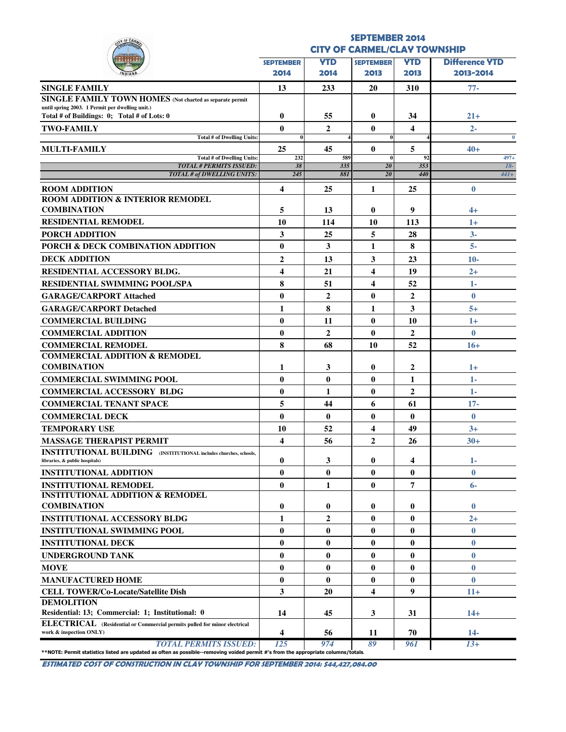# SEPTEMBER 2014
## CITY OF CARMEL/CLAY TOWNSHIP

| | SEPTEMBER 2014 | YTD 2014 | SEPTEMBER 2013 | YTD 2013 | Difference YTD 2013-2014 |
|---|---|---|---|---|---|
| **SINGLE FAMILY** | 13 | 233 | 20 | 310 | 77- |
| **SINGLE FAMILY TOWN HOMES** (Not charted as separate permit until spring 2003. 1 Permit per dwelling unit.) Total # of Buildings: 0; Total # of Lots: 0 | 0 | 55 | 0 | 34 | 21+ |
| **TWO-FAMILY** | 0 | 2 | 0 | 4 | 2- |
| Total # of Dwelling Units: | 0 | 4 | 0 | 4 | 0 |
| **MULTI-FAMILY** | 25 | 45 | 0 | 5 | 40+ |
| Total # of Dwelling Units: | 232 | 589 | 0 | 92 | 497+ |
| *TOTAL # PERMITS ISSUED:* | 38 | 335 | 20 | 353 | 18- |
| *TOTAL # of DWELLING UNITS:* | 245 | 881 | 20 | 440 | 441+ |
| **ROOM ADDITION** | 4 | 25 | 1 | 25 | 0 |
| **ROOM ADDITION & INTERIOR REMODEL COMBINATION** | 5 | 13 | 0 | 9 | 4+ |
| **RESIDENTIAL REMODEL** | 10 | 114 | 10 | 113 | 1+ |
| **PORCH ADDITION** | 3 | 25 | 5 | 28 | 3- |
| **PORCH & DECK COMBINATION ADDITION** | 0 | 3 | 1 | 8 | 5- |
| **DECK ADDITION** | 2 | 13 | 3 | 23 | 10- |
| **RESIDENTIAL ACCESSORY BLDG.** | 4 | 21 | 4 | 19 | 2+ |
| **RESIDENTIAL SWIMMING POOL/SPA** | 8 | 51 | 4 | 52 | 1- |
| **GARAGE/CARPORT Attached** | 0 | 2 | 0 | 2 | 0 |
| **GARAGE/CARPORT Detached** | 1 | 8 | 1 | 3 | 5+ |
| **COMMERCIAL BUILDING** | 0 | 11 | 0 | 10 | 1+ |
| **COMMERCIAL ADDITION** | 0 | 2 | 0 | 2 | 0 |
| **COMMERCIAL REMODEL** | 8 | 68 | 10 | 52 | 16+ |
| **COMMERCIAL ADDITION & REMODEL COMBINATION** | 1 | 3 | 0 | 2 | 1+ |
| **COMMERCIAL SWIMMING POOL** | 0 | 0 | 0 | 1 | 1- |
| **COMMERCIAL ACCESSORY BLDG** | 0 | 1 | 0 | 2 | 1- |
| **COMMERCIAL TENANT SPACE** | 5 | 44 | 6 | 61 | 17- |
| **COMMERCIAL DECK** | 0 | 0 | 0 | 0 | 0 |
| **TEMPORARY USE** | 10 | 52 | 4 | 49 | 3+ |
| **MASSAGE THERAPIST PERMIT** | 4 | 56 | 2 | 26 | 30+ |
| **INSTITUTIONAL BUILDING** (INSTITUTIONAL includes churches, schools, libraries, & public hospitals) | 0 | 3 | 0 | 4 | 1- |
| **INSTITUTIONAL ADDITION** | 0 | 0 | 0 | 0 | 0 |
| **INSTITUTIONAL REMODEL** | 0 | 1 | 0 | 7 | 6- |
| **INSTITUTIONAL ADDITION & REMODEL COMBINATION** | 0 | 0 | 0 | 0 | 0 |
| **INSTITUTIONAL ACCESSORY BLDG** | 1 | 2 | 0 | 0 | 2+ |
| **INSTITUTIONAL SWIMMING POOL** | 0 | 0 | 0 | 0 | 0 |
| **INSTITUTIONAL DECK** | 0 | 0 | 0 | 0 | 0 |
| **UNDERGROUND TANK** | 0 | 0 | 0 | 0 | 0 |
| **MOVE** | 0 | 0 | 0 | 0 | 0 |
| **MANUFACTURED HOME** | 0 | 0 | 0 | 0 | 0 |
| **CELL TOWER/Co-Locate/Satellite Dish** | 3 | 20 | 4 | 9 | 11+ |
| **DEMOLITION** Residential: 13; Commercial: 1; Institutional: 0 | 14 | 45 | 3 | 31 | 14+ |
| **ELECTRICAL** (Residential or Commercial permits pulled for minor electrical work & inspection ONLY) | 4 | 56 | 11 | 70 | 14- |
| *TOTAL PERMITS ISSUED:* | 125 | 974 | 89 | 961 | 13+ |

**NOTE: Permit statistics listed are updated as often as possible--removing voided permit #'s from the appropriate columns/totals.

**ESTIMATED COST OF CONSTRUCTION IN CLAY TOWNSHIP FOR SEPTEMBER 2014: $44,427,084.00**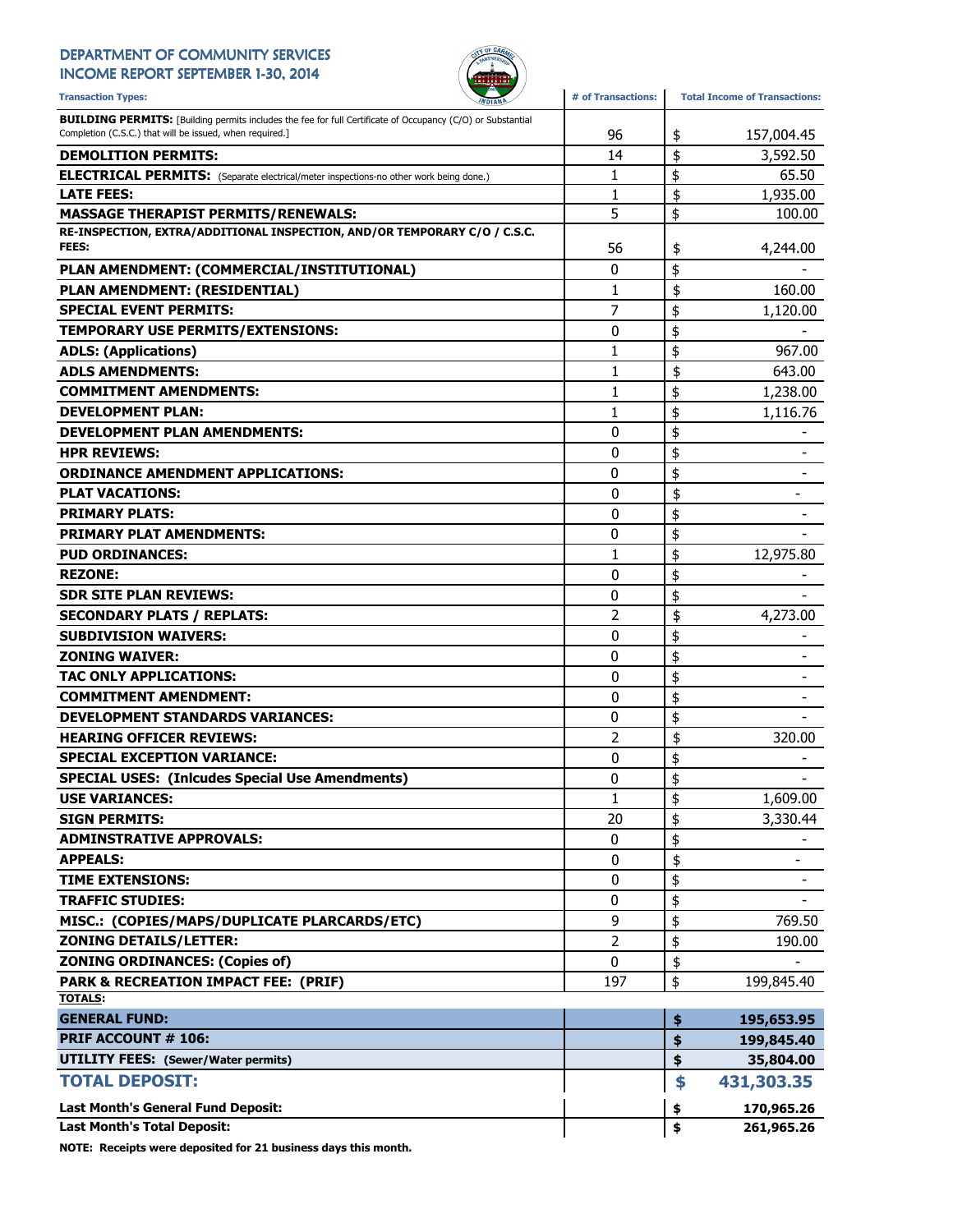# DEPARTMENT OF COMMUNITY SERVICES
## INCOME REPORT SEPTEMBER 1-30, 2014

| Transaction Types: | # of Transactions: | Total Income of Transactions: |
|---|---|---|
| **BUILDING PERMITS:** [Building permits includes the fee for full Certificate of Occupancy (C/O) or Substantial Completion (C.S.C.) that will be issued, when required.] | 96 | $ 157,004.45 |
| **DEMOLITION PERMITS:** | 14 | $ 3,592.50 |
| **ELECTRICAL PERMITS:** (Separate electrical/meter inspections-no other work being done.) | 1 | $ 65.50 |
| **LATE FEES:** | 1 | $ 1,935.00 |
| **MASSAGE THERAPIST PERMITS/RENEWALS:** | 5 | $ 100.00 |
| **RE-INSPECTION, EXTRA/ADDITIONAL INSPECTION, AND/OR TEMPORARY C/O / C.S.C. FEES:** | 56 | $ 4,244.00 |
| **PLAN AMENDMENT: (COMMERCIAL/INSTITUTIONAL)** | 0 | $ - |
| **PLAN AMENDMENT: (RESIDENTIAL)** | 1 | $ 160.00 |
| **SPECIAL EVENT PERMITS:** | 7 | $ 1,120.00 |
| **TEMPORARY USE PERMITS/EXTENSIONS:** | 0 | $ - |
| **ADLS: (Applications)** | 1 | $ 967.00 |
| **ADLS AMENDMENTS:** | 1 | $ 643.00 |
| **COMMITMENT AMENDMENTS:** | 1 | $ 1,238.00 |
| **DEVELOPMENT PLAN:** | 1 | $ 1,116.76 |
| **DEVELOPMENT PLAN AMENDMENTS:** | 0 | $ - |
| **HPR REVIEWS:** | 0 | $ - |
| **ORDINANCE AMENDMENT APPLICATIONS:** | 0 | $ - |
| **PLAT VACATIONS:** | 0 | $ - |
| **PRIMARY PLATS:** | 0 | $ - |
| **PRIMARY PLAT AMENDMENTS:** | 0 | $ - |
| **PUD ORDINANCES:** | 1 | $ 12,975.80 |
| **REZONE:** | 0 | $ - |
| **SDR SITE PLAN REVIEWS:** | 0 | $ - |
| **SECONDARY PLATS / REPLATS:** | 2 | $ 4,273.00 |
| **SUBDIVISION WAIVERS:** | 0 | $ - |
| **ZONING WAIVER:** | 0 | $ - |
| **TAC ONLY APPLICATIONS:** | 0 | $ - |
| **COMMITMENT AMENDMENT:** | 0 | $ - |
| **DEVELOPMENT STANDARDS VARIANCES:** | 0 | $ - |
| **HEARING OFFICER REVIEWS:** | 2 | $ 320.00 |
| **SPECIAL EXCEPTION VARIANCE:** | 0 | $ - |
| **SPECIAL USES: (Inlcudes Special Use Amendments)** | 0 | $ - |
| **USE VARIANCES:** | 1 | $ 1,609.00 |
| **SIGN PERMITS:** | 20 | $ 3,330.44 |
| **ADMINSTRATIVE APPROVALS:** | 0 | $ - |
| **APPEALS:** | 0 | $ - |
| **TIME EXTENSIONS:** | 0 | $ - |
| **TRAFFIC STUDIES:** | 0 | $ - |
| **MISC.: (COPIES/MAPS/DUPLICATE PLARCARDS/ETC)** | 9 | $ 769.50 |
| **ZONING DETAILS/LETTER:** | 2 | $ 190.00 |
| **ZONING ORDINANCES: (Copies of)** | 0 | $ - |
| **PARK & RECREATION IMPACT FEE: (PRIF)** | 197 | $ 199,845.40 |
| **TOTALS:** | | |
| **GENERAL FUND:** | | **$ 195,653.95** |
| **PRIF ACCOUNT # 106:** | | **$ 199,845.40** |
| **UTILITY FEES: (Sewer/Water permits)** | | **$ 35,804.00** |
| **TOTAL DEPOSIT:** | | **$ 431,303.35** |
| **Last Month's General Fund Deposit:** | | **$ 170,965.26** |
| **Last Month's Total Deposit:** | | **$ 261,965.26** |

**NOTE: Receipts were deposited for 21 business days this month.**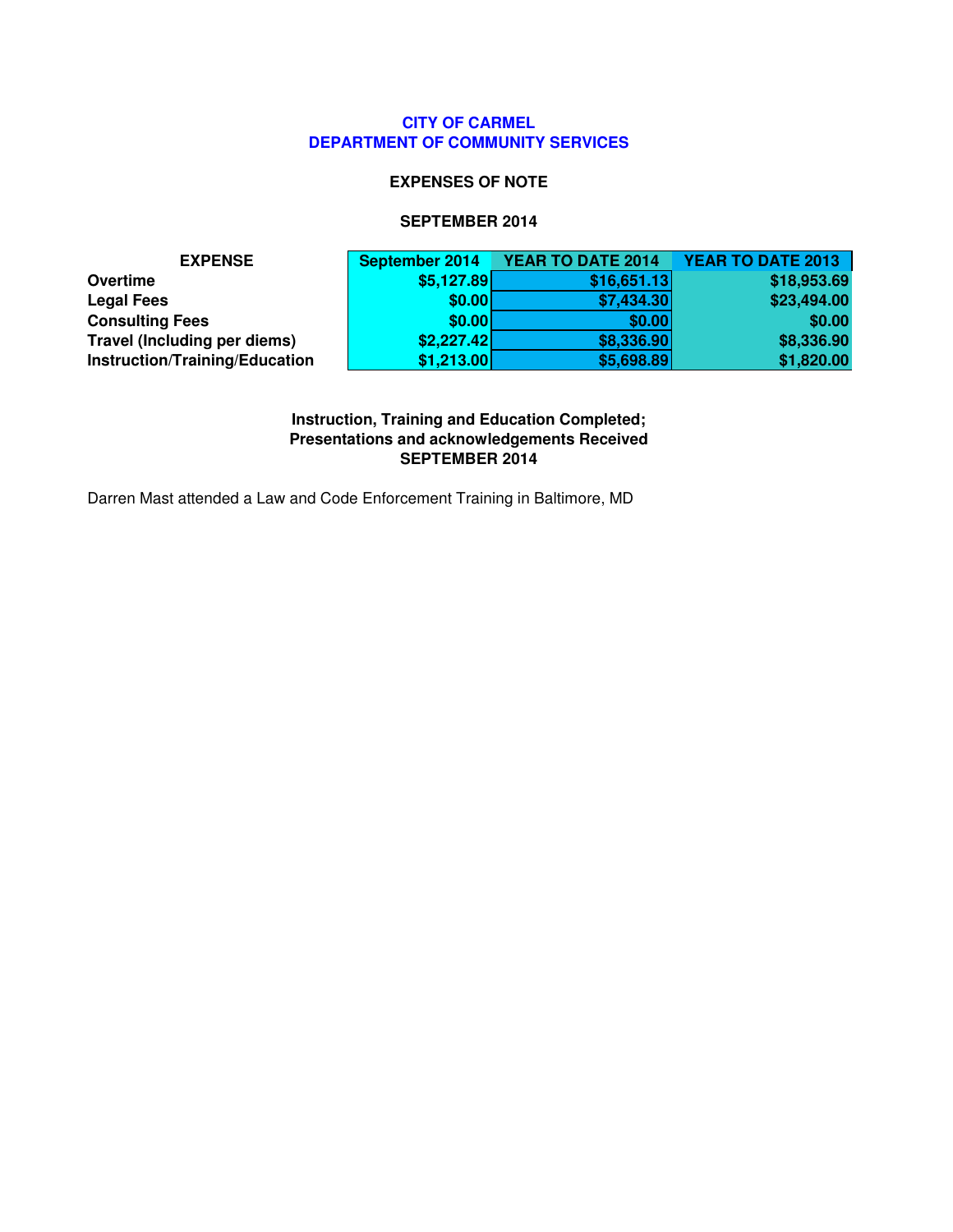# CITY OF CARMEL
## DEPARTMENT OF COMMUNITY SERVICES

### EXPENSES OF NOTE

### SEPTEMBER 2014

| EXPENSE | September 2014 | YEAR TO DATE 2014 | YEAR TO DATE 2013 |
|---|---|---|---|
| **Overtime** | $5,127.89 | $16,651.13 | $18,953.69 |
| **Legal Fees** | $0.00 | $7,434.30 | $23,494.00 |
| **Consulting Fees** | $0.00 | $0.00 | $0.00 |
| **Travel (Including per diems)** | $2,227.42 | $8,336.90 | $8,336.90 |
| **Instruction/Training/Education** | $1,213.00 | $5,698.89 | $1,820.00 |

### Instruction, Training and Education Completed; Presentations and acknowledgements Received SEPTEMBER 2014

Darren Mast attended a Law and Code Enforcement Training in Baltimore, MD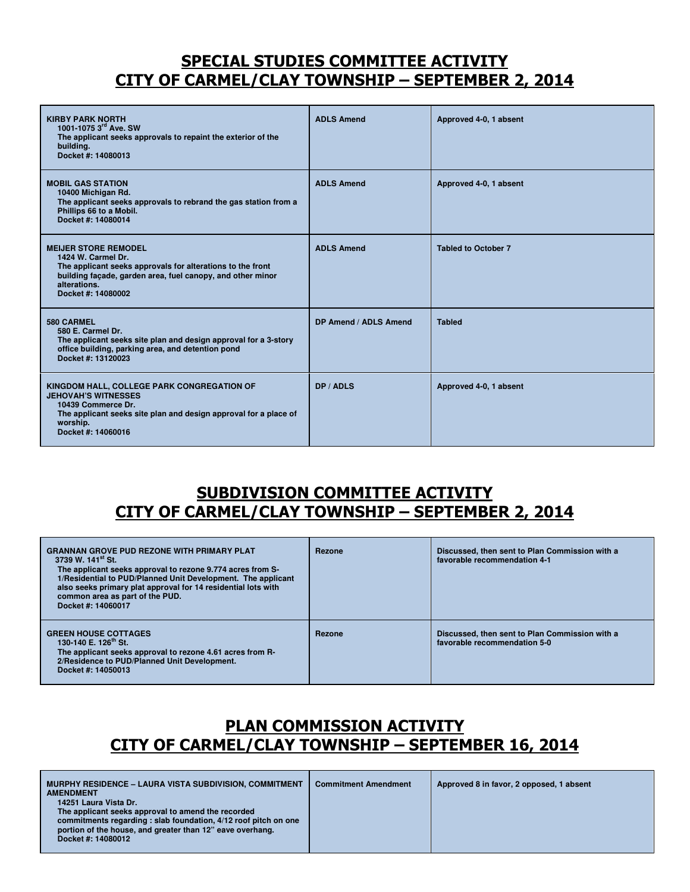## SPECIAL STUDIES COMMITTEE ACTIVITY
## CITY OF CARMEL/CLAY TOWNSHIP – SEPTEMBER 2, 2014

| | | |
|---|---|---|
| **KIRBY PARK NORTH**<br>1001-1075 3rd Ave. SW<br>The applicant seeks approvals to repaint the exterior of the building.<br>Docket #: 14080013 | **ADLS Amend** | **Approved 4-0, 1 absent** |
| **MOBIL GAS STATION**<br>10400 Michigan Rd.<br>The applicant seeks approvals to rebrand the gas station from a Phillips 66 to a Mobil.<br>Docket #: 14080014 | **ADLS Amend** | **Approved 4-0, 1 absent** |
| **MEIJER STORE REMODEL**<br>1424 W. Carmel Dr.<br>The applicant seeks approvals for alterations to the front building façade, garden area, fuel canopy, and other minor alterations.<br>Docket #: 14080002 | **ADLS Amend** | **Tabled to October 7** |
| **580 CARMEL**<br>580 E. Carmel Dr.<br>The applicant seeks site plan and design approval for a 3-story office building, parking area, and detention pond<br>Docket #: 13120023 | **DP Amend / ADLS Amend** | **Tabled** |
| **KINGDOM HALL, COLLEGE PARK CONGREGATION OF JEHOVAH'S WITNESSES**<br>10439 Commerce Dr.<br>The applicant seeks site plan and design approval for a place of worship.<br>Docket #: 14060016 | **DP / ADLS** | **Approved 4-0, 1 absent** |

## SUBDIVISION COMMITTEE ACTIVITY
## CITY OF CARMEL/CLAY TOWNSHIP – SEPTEMBER 2, 2014

| | | |
|---|---|---|
| **GRANNAN GROVE PUD REZONE WITH PRIMARY PLAT**<br>3739 W. 141st St.<br>The applicant seeks approval to rezone 9.774 acres from S-1/Residential to PUD/Planned Unit Development. The applicant also seeks primary plat approval for 14 residential lots with common area as part of the PUD.<br>Docket #: 14060017 | **Rezone** | **Discussed, then sent to Plan Commission with a favorable recommendation 4-1** |
| **GREEN HOUSE COTTAGES**<br>130-140 E. 126th St.<br>The applicant seeks approval to rezone 4.61 acres from R-2/Residence to PUD/Planned Unit Development.<br>Docket #: 14050013 | **Rezone** | **Discussed, then sent to Plan Commission with a favorable recommendation 5-0** |

## PLAN COMMISSION ACTIVITY
## CITY OF CARMEL/CLAY TOWNSHIP – SEPTEMBER 16, 2014

| | | |
|---|---|---|
| **MURPHY RESIDENCE – LAURA VISTA SUBDIVISION, COMMITMENT AMENDMENT**<br>14251 Laura Vista Dr.<br>The applicant seeks approval to amend the recorded commitments regarding : slab foundation, 4/12 roof pitch on one portion of the house, and greater than 12" eave overhang.<br>Docket #: 14080012 | **Commitment Amendment** | **Approved 8 in favor, 2 opposed, 1 absent** |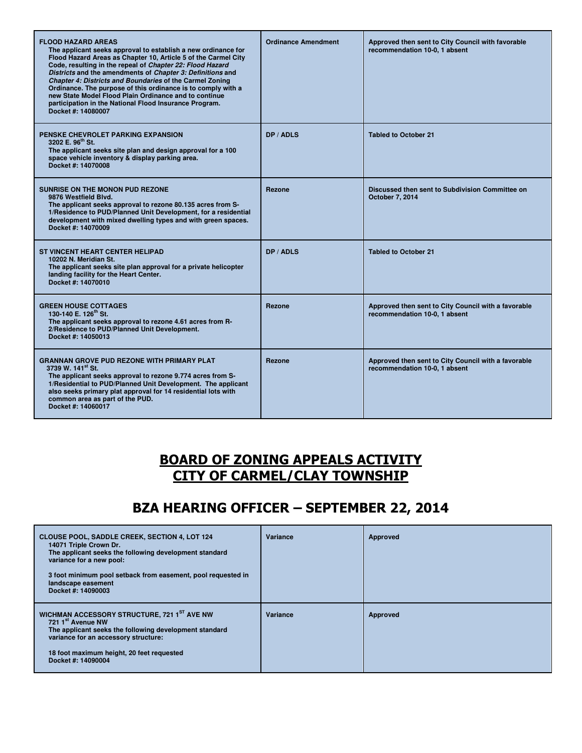| | | |
|---|---|---|
| **FLOOD HAZARD AREAS**<br>**The applicant seeks approval to establish a new ordinance for Flood Hazard Areas as Chapter 10, Article 5 of the Carmel City Code, resulting in the repeal of *Chapter 22: Flood Hazard Districts* and the amendments of *Chapter 3: Definitions* and *Chapter 4: Districts and Boundaries* of the Carmel Zoning Ordinance. The purpose of this ordinance is to comply with a new State Model Flood Plain Ordinance and to continue participation in the National Flood Insurance Program.**<br>**Docket #: 14080007** | **Ordinance Amendment** | **Approved then sent to City Council with favorable recommendation 10-0, 1 absent** |
| **PENSKE CHEVROLET PARKING EXPANSION**<br>**3202 E. 96th St.**<br>**The applicant seeks site plan and design approval for a 100 space vehicle inventory & display parking area.**<br>**Docket #: 14070008** | **DP / ADLS** | **Tabled to October 21** |
| **SUNRISE ON THE MONON PUD REZONE**<br>**9876 Westfield Blvd.**<br>**The applicant seeks approval to rezone 80.135 acres from S-1/Residence to PUD/Planned Unit Development, for a residential development with mixed dwelling types and with green spaces.**<br>**Docket #: 14070009** | **Rezone** | **Discussed then sent to Subdivision Committee on October 7, 2014** |
| **ST VINCENT HEART CENTER HELIPAD**<br>**10202 N. Meridian St.**<br>**The applicant seeks site plan approval for a private helicopter landing facility for the Heart Center.**<br>**Docket #: 14070010** | **DP / ADLS** | **Tabled to October 21** |
| **GREEN HOUSE COTTAGES**<br>**130-140 E. 126th St.**<br>**The applicant seeks approval to rezone 4.61 acres from R-2/Residence to PUD/Planned Unit Development.**<br>**Docket #: 14050013** | **Rezone** | **Approved then sent to City Council with a favorable recommendation 10-0, 1 absent** |
| **GRANNAN GROVE PUD REZONE WITH PRIMARY PLAT**<br>**3739 W. 141st St.**<br>**The applicant seeks approval to rezone 9.774 acres from S-1/Residential to PUD/Planned Unit Development. The applicant also seeks primary plat approval for 14 residential lots with common area as part of the PUD.**<br>**Docket #: 14060017** | **Rezone** | **Approved then sent to City Council with a favorable recommendation 10-0, 1 absent** |

# BOARD OF ZONING APPEALS ACTIVITY
# CITY OF CARMEL/CLAY TOWNSHIP

## BZA HEARING OFFICER – SEPTEMBER 22, 2014

| | | |
|---|---|---|
| **CLOUSE POOL, SADDLE CREEK, SECTION 4, LOT 124**<br>**14071 Triple Crown Dr.**<br>**The applicant seeks the following development standard variance for a new pool:**<br><br>**3 foot minimum pool setback from easement, pool requested in landscape easement**<br>**Docket #: 14090003** | **Variance** | **Approved** |
| **WICHMAN ACCESSORY STRUCTURE, 721 1ST AVE NW**<br>**721 1st Avenue NW**<br>**The applicant seeks the following development standard variance for an accessory structure:**<br><br>**18 foot maximum height, 20 feet requested**<br>**Docket #: 14090004** | **Variance** | **Approved** |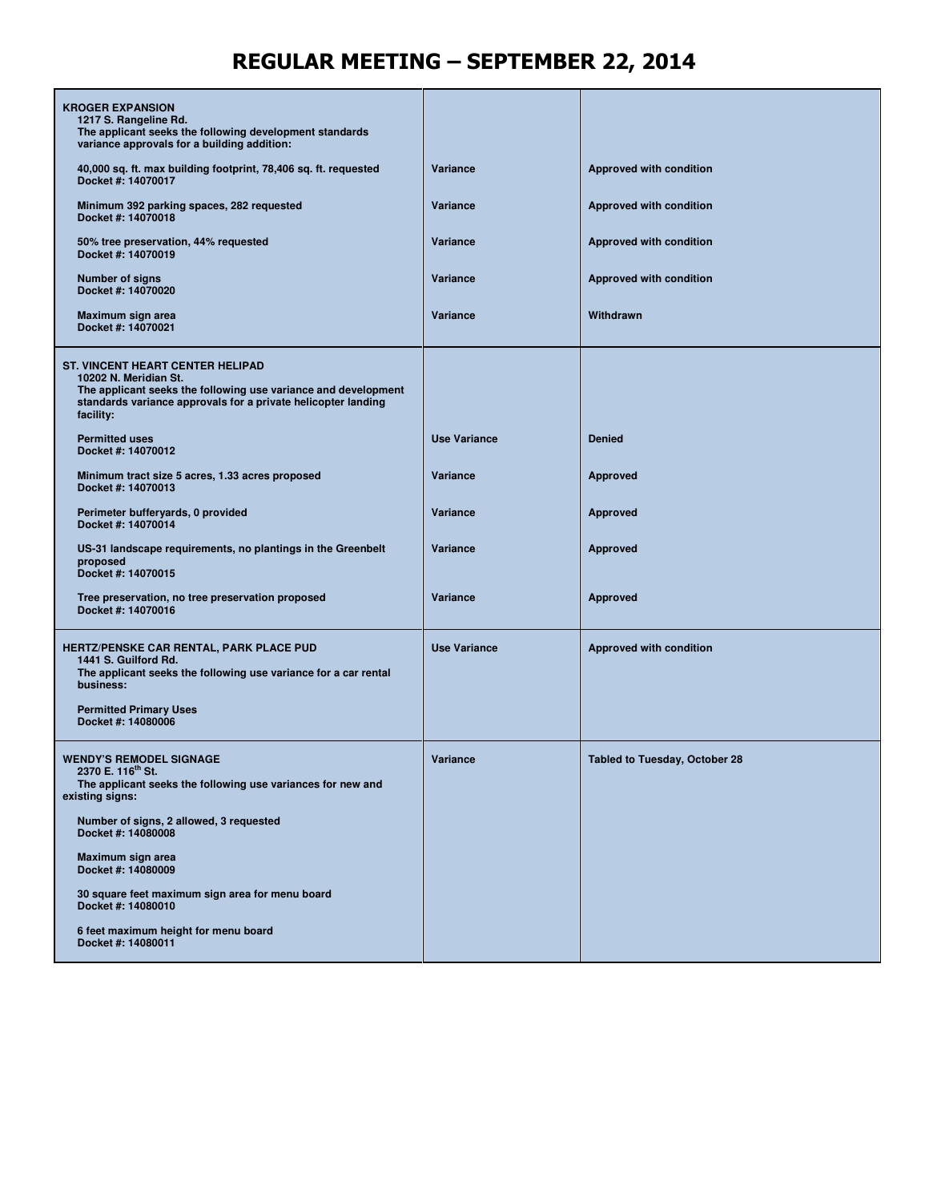# REGULAR MEETING – SEPTEMBER 22, 2014

| Item | Type | Action |
|---|---|---|
| **KROGER EXPANSION**<br>1217 S. Rangeline Rd.<br>The applicant seeks the following development standards variance approvals for a building addition: | | |
| 40,000 sq. ft. max building footprint, 78,406 sq. ft. requested<br>Docket #: 14070017 | Variance | Approved with condition |
| Minimum 392 parking spaces, 282 requested<br>Docket #: 14070018 | Variance | Approved with condition |
| 50% tree preservation, 44% requested<br>Docket #: 14070019 | Variance | Approved with condition |
| Number of signs<br>Docket #: 14070020 | Variance | Approved with condition |
| Maximum sign area<br>Docket #: 14070021 | Variance | Withdrawn |
| **ST. VINCENT HEART CENTER HELIPAD**<br>10202 N. Meridian St.<br>The applicant seeks the following use variance and development standards variance approvals for a private helicopter landing facility: | | |
| Permitted uses<br>Docket #: 14070012 | Use Variance | Denied |
| Minimum tract size 5 acres, 1.33 acres proposed<br>Docket #: 14070013 | Variance | Approved |
| Perimeter bufferyards, 0 provided<br>Docket #: 14070014 | Variance | Approved |
| US-31 landscape requirements, no plantings in the Greenbelt proposed<br>Docket #: 14070015 | Variance | Approved |
| Tree preservation, no tree preservation proposed<br>Docket #: 14070016 | Variance | Approved |
| **HERTZ/PENSKE CAR RENTAL, PARK PLACE PUD**<br>1441 S. Guilford Rd.<br>The applicant seeks the following use variance for a car rental business:<br><br>Permitted Primary Uses<br>Docket #: 14080006 | Use Variance | Approved with condition |
| **WENDY'S REMODEL SIGNAGE**<br>2370 E. 116th St.<br>The applicant seeks the following use variances for new and existing signs:<br><br>Number of signs, 2 allowed, 3 requested<br>Docket #: 14080008<br><br>Maximum sign area<br>Docket #: 14080009<br><br>30 square feet maximum sign area for menu board<br>Docket #: 14080010<br><br>6 feet maximum height for menu board<br>Docket #: 14080011 | Variance | Tabled to Tuesday, October 28 |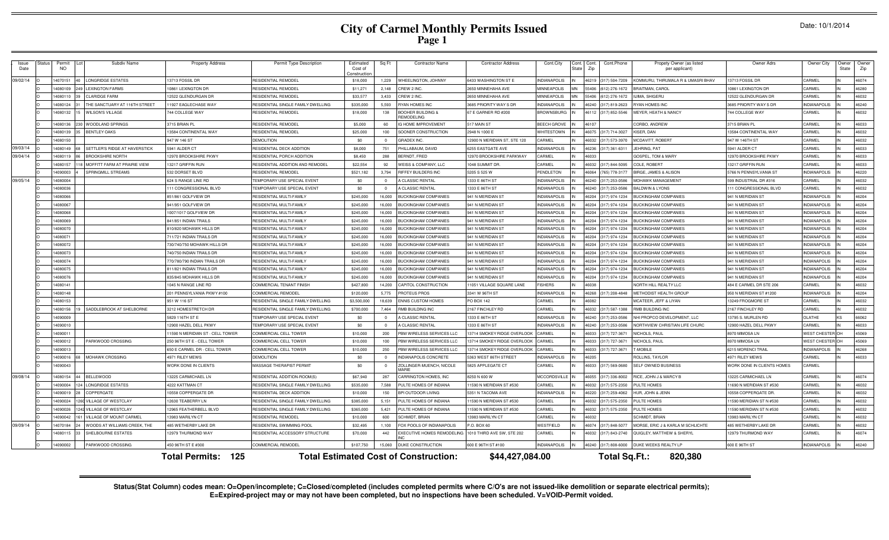# City of Carmel Monthly Permits Issued

Date: 10/1/2014

| Issue Date | Status | Permit NO | Lot | Subdiv Name | Property Address | Permit Type Description | Estimated Cost of Construction | Sq Ft | Contractor Name | Contractor Address | Cont.City | Cont. State | Cont. Zip | Cont.Phone | Propety Owner (as listed per applicant) | Owner Adrs | Owner City | Owner State | Owner Zip |
|---|---|---|---|---|---|---|---|---|---|---|---|---|---|---|---|---|---|---|---|
| 09/02/14 | O | 14070151 | 40 | LONGRIDGE ESTATES | 13713 FOSSIL DR | RESIDENTIAL REMODEL | $18,000 | 1,229 | WHEELINGTON, JOHNNY | 6433 WASHINGTON ST E | INDIANAPOLIS | IN | 46219 | (317) 504-7209 | KOMMURU, THIRUMALA R & UMASRI BHAV | 13713 FOSSIL DR | CARMEL | IN | 46074 |
| | O | 14080109 | 249 | LEXINGTON FARMS | 10861 LEXINGTON DR | RESIDENTIAL REMODEL | $11,271 | 2,148 | CREW 2 INC. | 2650 MINNEHAHA AVE | MINNEAPOLIS | MN | 55406 | (612) 276-1672 | BRAITMAN, CAROL | 10861 LEXINGTON DR | CARMEL | IN | 46280 |
| | O | 14080110 | 39 | CLARIDGE FARM | 12522 GLENDURGAN DR | RESIDENTIAL REMODEL | $33,577 | 3,433 | CREW 2 INC. | 2650 MINNEHAHA AVE | MINNEAPOLIS | MN | 55406 | (612) 276-1672 | IIJIMA, SHIGERU | 12522 GLENDURGAN DR | CARMEL | IN | 46032 |
| | O | 14080124 | 31 | THE SANCTUARY AT 116TH STREET | 11927 EAGLECHASE WAY | RESIDENTIAL SINGLE FAMILY DWELLING | $335,000 | 5,593 | RYAN HOMES INC | 3685 PRIORITY WAY S DR | INDIANAPOLIS | IN | 46240 | (317) 819-2623 | RYAN HOMES INC | 3685 PRIORITY WAY S DR | INDIANAPOLIS | IN | 46240 |
| | O | 14080132 | 15 | WILSON'S VILLAGE | 744 COLLEGE WAY | RESIDENTIAL REMODEL | $18,000 | 138 | BOOHER BUILDING & REMODELING | 67 E GARNER RD #200 | BROWNSBURG | IN | 46112 | (317) 852-5546 | MEYER, HEATH & NANCY | 744 COLLEGE WAY | CARMEL | IN | 46032 |
| | O | 14080136 | 230 | WOODLAND SPRINGS | 3715 BRIAN PL | RESIDENTIAL REMODEL | $5,000 | 60 | IG HOME IMPROVEMENT | 517 MAIN ST | BEECH GROVE | IN | 46107 | | CORBO, ANDREW | 3715 BRIAN PL | CARMEL | IN | 46033 |
| | O | 14080139 | 35 | BENTLEY OAKS | 13584 CONTINENTAL WAY | RESIDENTIAL REMODEL | $25,000 | 100 | SOONER CONSTRUCTION | 2948 N 1000 E | WHITESTOWN | IN | 46075 | (317) 714-3027 | KISER, DAN | 13584 CONTINENTAL WAY | CARMEL | IN | 46032 |
| | O | 14080150 | | | 947 W 146 ST | DEMOLITION | $0 | 0 | GRADEX INC. | 12900 N MERIDIAN ST, STE 120 | CARMEL | IN | 46032 | (317) 573-3970 | MCDAVITT, ROBERT | 947 W 146TH ST | CARMEL | IN | 46032 |
| 09/03/14 | O | 14080149 | 68 | SETTLER'S RIDGE AT HAVERSTICK | 5941 ALDER CT | RESIDENTIAL DECK ADDITION | $8,000 | 751 | PHILLABAUM, DAVID | 6255 EASTGATE AVE | INDIANAPOLIS | IN | 46236 | (317) 361-6311 | JEHRING, PAT | 5941 ALDER CT | CARMEL | IN | 46033 |
| 09/04/14 | O | 14080119 | 86 | BROOKSHIRE NORTH | 12970 BROOKSHIRE PKWY | RESIDENTIAL PORCH ADDITION | $8,450 | 288 | BERNDT, FRED | 12970 BROOKSHIRE PARKWAY | CARMEL | IN | 46033 | | GOSPEL, TOM & MARY | 12970 BROOKSHIRE PKWY | CARMEL | IN | 46033 |
| | O | 14080157 | 118 | MOFFITT FARM AT PRAIRIE VIEW | 13217 GRIFFIN RUN | RESIDENTIAL ADDITION AND REMODEL | $22,554 | 92 | WEISS & COMPANY, LLC | 1048 SUMMIT DR. | CARMEL | IN | 46032 | (317) 844-5095 | COLE, ROBERT | 13217 GRIFFIN RUN | CARMEL | IN | 46033 |
| | O | 14090003 | 4 | SPRINGMILL STREAMS | 532 DORSET BLVD | RESIDENTIAL REMODEL | $521,182 | 3,794 | RIFFEY BUILDERS INC | 5205 S 525 W | PENDLETON | IN | 46064 | (765) 778-3177 | BIRGE, JAMES & ALISON | 5766 N PENNSYLVANIA ST | INDIANAPOLIS | IN | 46220 |
| 09/05/14 | O | 14080004 | | | 624 S RANGE LINE RD | TEMPORARY USE SPECIAL EVENT | $0 | 0 | A CLASSIC RENTAL | 1333 E 86TH ST | INDIANAPOLIS | IN | 46240 | (317) 253-0586 | MOHAWK MANAGEMENT | 599 INDUSTRIAL DR #316 | CARMEL | IN | 46032 |
| | O | 14080036 | | | 111 CONGRESSIONAL BLVD | TEMPORARY USE SPECIAL EVENT | $0 | 0 | A CLASSIC RENTAL | 1333 E 86TH ST | INDIANAPOLIS | IN | 46240 | (317) 253-0586 | BALDWIN & LYONS | 111 CONGRESSIONAL BLVD | CARMEL | IN | 46032 |
| | O | 14080066 | | | 851/861 GOLFVIEW DR | RESIDENTIAL MULTI-FAMILY | $245,000 | 16,000 | BUCKINGHAM COMPANIES | 941 N MERIDIAN ST | INDIANAPOLIS | IN | 46204 | (317) 974-1234 | BUCKINGHAM COMPANIES | 941 N MERIDIAN ST | INDIANAPOLIS | IN | 46204 |
| | O | 14080067 | | | 941/951 GOLFVIEW DR | RESIDENTIAL MULTI-FAMILY | $245,000 | 16,000 | BUCKINGHAM COMPANIES | 941 N MERIDIAN ST | INDIANAPOLIS | IN | 46204 | (317) 974-1234 | BUCKINGHAM COMPANIES | 941 N MERIDIAN ST | INDIANAPOLIS | IN | 46204 |
| | O | 14080068 | | | 1007/1017 GOLFVIEW DR | RESIDENTIAL MULTI-FAMILY | $245,000 | 16,000 | BUCKINGHAM COMPANIES | 941 N MERIDIAN ST | INDIANAPOLIS | IN | 46204 | (317) 974-1234 | BUCKINGHAM COMPANIES | 941 N MERIDIAN ST | INDIANAPOLIS | IN | 46204 |
| | O | 14080069 | | | 841/851 INDIAN TRAILS | RESIDENTIAL MULTI-FAMILY | $245,000 | 16,000 | BUCKINGHAM COMPANIES | 941 N MERIDIAN ST | INDIANAPOLIS | IN | 46204 | (317) 974-1234 | BUCKINGHAM COMPANIES | 941 N MERIDIAN ST | INDIANAPOLIS | IN | 46204 |
| | O | 14080070 | | | 810/820 MOHAWK HILLS DR | RESIDENTIAL MULTI-FAMILY | $245,000 | 16,000 | BUCKINGHAM COMPANIES | 941 N MERIDIAN ST | INDIANAPOLIS | IN | 46204 | (317) 974-1234 | BUCKINGHAM COMPANIES | 941 N MERIDIAN ST | INDIANAPOLIS | IN | 46204 |
| | O | 14080071 | | | 711/721 INDIAN TRAILS DR | RESIDENTIAL MULTI-FAMILY | $245,000 | 16,000 | BUCKINGHAM COMPANIES | 941 N MERIDIAN ST | INDIANAPOLIS | IN | 46204 | (317) 974-1234 | BUCKINGHAM COMPANIES | 941 N MERIDIAN ST | INDIANAPOLIS | IN | 46204 |
| | O | 14080072 | | | 730/740/750 MOHAWK HILLS DR | RESIDENTIAL MULTI-FAMILY | $245,000 | 16,000 | BUCKINGHAM COMPANIES | 941 N MERIDIAN ST | INDIANAPOLIS | IN | 46204 | (317) 974-1234 | BUCKINGHAM COMPANIES | 941 N MERIDIAN ST | INDIANAPOLIS | IN | 46204 |
| | O | 14080073 | | | 740/750 INDIAN TRAILS DR | RESIDENTIAL MULTI-FAMILY | $245,000 | 16,000 | BUCKINGHAM COMPANIES | 941 N MERIDIAN ST | INDIANAPOLIS | IN | 46204 | (317) 974-1234 | BUCKINGHAM COMPANIES | 941 N MERIDIAN ST | INDIANAPOLIS | IN | 46204 |
| | O | 14080074 | | | 770/780/790 INDIAN TRAILS DR | RESIDENTIAL MULTI-FAMILY | $245,000 | 16,000 | BUCKINGHAM COMPANIES | 941 N MERIDIAN ST | INDIANAPOLIS | IN | 46204 | (317) 974-1234 | BUCKINGHAM COMPANIES | 941 N MERIDIAN ST | INDIANAPOLIS | IN | 46204 |
| | O | 14080075 | | | 811/821 INDIAN TRAILS DR | RESIDENTIAL MULTI-FAMILY | $245,000 | 16,000 | BUCKINGHAM COMPANIES | 941 N MERIDIAN ST | INDIANAPOLIS | IN | 46204 | (317) 974-1234 | BUCKINGHAM COMPANIES | 941 N MERIDIAN ST | INDIANAPOLIS | IN | 46204 |
| | O | 14080076 | | | 835/845 MOHAWK HILLS DR | RESIDENTIAL MULTI-FAMILY | $245,000 | 16,000 | BUCKINGHAM COMPANIES | 941 N MERIDIAN ST | INDIANAPOLIS | IN | 46204 | (317) 974-1234 | BUCKINGHAM COMPANIES | 941 N MERIDIAN ST | INDIANAPOLIS | IN | 46204 |
| | O | 14080141 | | | 1045 N RANGE LINE RD | COMMERCIAL TENANT FINISH | $427,800 | 14,200 | CAPITOL CONSTRUCTION | 11051 VILLAGE SQUARE LANE | FISHERS | IN | 46038 | | NORTH HILL REALTY LLC | 484 E CARMEL DR STE 206 | CARMEL | IN | 46032 |
| | O | 14080148 | | | 201 PENNSYLVANIA PKWY #100 | COMMERCIAL REMODEL | $120,000 | 5,775 | PROTEUS PROS | 3341 W 96TH ST | INDIANAPOLIS | IN | 46268 | (317) 208-4848 | METHODIST HEALTH GROUP | 950 N MERIDIAN ST #1200 | INDIANAPOLIS | IN | 46204 |
| | O | 14080153 | | | 951 W 116 ST | RESIDENTIAL SINGLE FAMILY DWELLING | $3,500,000 | 18,639 | ENNIS CUSTOM HOMES | PO BOX 142 | CARMEL | IN | 46082 | | MCATEER, JEFF & LIYAN | 13249 FROGMORE ST | CARMEL | IN | 46032 |
| | O | 14080156 | 19 | SADDLEBROOK AT SHELBORNE | 3212 HOMESTRETCH DR | RESIDENTIAL SINGLE FAMILY DWELLING | $700,000 | 7,464 | RMB BUILDING INC | 2167 FINCHLEY RD | CARMEL | IN | 46032 | (317) 587-1388 | RMB BUILDING INC | 2167 FINCHLEY RD | CARMEL | IN | 46032 |
| | O | 14090009 | | | 5829 116TH ST E | TEMPORARY USE SPECIAL EVENT | $0 | 0 | A CLASSIC RENTAL | 1333 E 86TH ST | INDIANAPOLIS | IN | 46240 | (317) 253-0586 | NHI PROPCO DEVELOPMENT, LLC | 13795 S. MURLEN RD | OLATHE | KS | 66062 |
| | O | 14090010 | | | 12900 HAZEL DELL PKWY | TEMPORARY USE SPECIAL EVENT | $0 | 0 | A CLASSIC RENTAL | 1333 E 86TH ST | INDIANAPOLIS | IN | 46240 | (317) 253-0586 | NORTHVIEW CHRISTIAN LIFE CHURC | 12900 HAZEL DELL PKWY | CARMEL | IN | 46033 |
| | O | 14090011 | | | 11590 N MERIDIAN ST - CELL TOWER | COMMERCIAL CELL TOWER | $10,000 | 200 | PBM WIRELESS SERVICES LLC | 13714 SMOKEY RIDGE OVERLOOK | CARMEL | IN | 46033 | (317) 727-3671 | NICHOLS, PAUL | 8970 MIMOSA LN | WEST CHESTER | OH | 45069 |
| | O | 14090012 | | PARKWOOD CROSSING | 250 96TH ST E - CELL TOWER | COMMERCIAL CELL TOWER | $10,000 | 100 | PBM WIRELESS SERVICES LLC | 13714 SMOKEY RIDGE OVERLOOK | CARMEL | IN | 46033 | (317) 727-3671 | NICHOLS, PAUL | 8970 MIMOSA LN | WEST CHESTER | OH | 45069 |
| | O | 14090013 | | | 650 E CARMEL DR - CELL TOWER | COMMERCIAL CELL TOWER | $10,000 | 250 | PBM WIRELESS SERVICES LLC | 13714 SMOKEY RIDGE OVERLOOK | CARMEL | IN | 46033 | (317) 727-3671 | T-MOBILE | 6215 MORENCI TRAIL | INDIANAPOLIS | IN | 46268 |
| | O | 14090016 | 68 | MOHAWK CROSSING | 4971 RILEY MEWS | DEMOLITION | $0 | 0 | INDIANAPOLIS CONCRETE | 5363 WEST 86TH STREET | INDIANAPOLIS | IN | 46205 | | ROLLINS, TAYLOR | 4971 RILEY MEWS | CARMEL | IN | 46033 |
| | O | 14090043 | | | WORK DONE IN CLIENTS | MASSAGE THERAPIST PERMIT | $0 | 0 | ZOLLINGER-MUENCH, NICOLE MARIE | 5825 APPLEGATE CT | CARMEL | IN | 46033 | (317) 569-0680 | SELF OWNED BUSINESS | WORK DONE IN CLIENTS HOMES | CARMEL | | |
| 09/08/14 | O | 14080154 | 44 | BELLEWOOD | 13225 CARMICHAEL LN | RESIDENTIAL ADDITION-ROOM(S) | $67,940 | 287 | CARRINGTON HOMES, INC | 8250 N 600 W | MCCORDSVILLE | IN | 46055 | (317) 336-8002 | RICE, JOHN J & MARCY B | 13225 CARMICHAEL LN | CARMEL | IN | 46074 |
| | O | 14090004 | 124 | LONGRIDGE ESTATES | 4222 KATTMAN CT | RESIDENTIAL SINGLE FAMILY DWELLING | $535,000 | 7,588 | PULTE HOMES OF INDIANA | 11590 N MERIDIAN ST #530 | CARMEL | IN | 46032 | (317) 575-2350 | PULTE HOMES | 11690 N MERIDIAN ST #530 | CARMEL | IN | 46032 |
| | O | 14090019 | 28 | COPPERGATE | 10558 COPPERGATE DR | RESIDENTIAL DECK ADDITION | $10,000 | 150 | BPI OUTDOOR LIVING | 5351 N TACOMA AVE | INDIANAPOLIS | IN | 46220 | (317) 259-4062 | HUR, JOHN & JENN | 10558 COPPERGATE DR. | CARMEL | IN | 46032 |
| | O | 14090024 | 1260 | VILLAGE OF WESTCLAY | 12630 TEABERRY LN | RESIDENTIAL SINGLE FAMILY DWELLING | $385,000 | 5,151 | PULTE HOMES OF INDIANA | 11590 N MERIDIAN ST #530 | CARMEL | IN | 46032 | (317) 575-2350 | PULTE HOMES | 11590 MERIDIAN ST N #530 | CARMEL | IN | 46032 |
| | O | 14090026 | 1242 | VILLAGE OF WESTCLAY | 12965 FEATHERBELL BLVD | RESIDENTIAL SINGLE FAMILY DWELLING | $365,000 | 5,421 | PULTE HOMES OF INDIANA | 11590 N MERIDIAN ST #530 | CARMEL | IN | 46032 | (317) 575-2350 | PULTE HOMES | 11590 MERIDIAN ST N #530 | CARMEL | IN | 46032 |
| | O | 14090042 | 161 | VILLAGE OF MOUNT CARMEL | 13983 MARILYN CT | RESIDENTIAL REMODEL | $10,000 | 600 | SCHMIDT, BRIAN | 13983 MARILYN CT | CARMEL | IN | 46032 | | SCHMIDT, BRIAN | 13983 MARILYN CT | CARMEL | IN | 46032 |
| 09/09/14 | O | 14070184 | 24 | WOODS AT WILLIAMS CREEK, THE | 485 WETHERBY LAKE DR | RESIDENTIAL SWIMMING POOL | $32,495 | 1,100 | FOX POOLS OF INDIANAPOLIS | P.O. BOX 60 | WESTFIELD | IN | 46074 | (317) 848-5077 | MORSE, ERIC J & KARLA M SCHLICHTE | 485 WETHERBY LAKE DR | CARMEL | IN | 46032 |
| | O | 14080115 | 33 | SHELBOURNE ESTATES | 12979 THURMOND WAY | RESIDENTIAL ACCESSORY STRUCTURE | $70,000 | 442 | EXECUTIVE HOMES REMODELING INC | 1010 THIRD AVE SW, STE 202 | CARMEL | IN | 46032 | (317) 843-2740 | QUIGLEY, MATTHEW & SHERYL | 12979 THURMOND WAY | CARMEL | IN | 46074 |
| | O | 14090002 | | PARKWOOD CROSSING | 450 96TH ST E #300 | COMMERCIAL REMODEL | $107,750 | 15,060 | DUKE CONSTRUCTION | 600 E 96TH ST #100 | INDIANAPOLIS | IN | 46240 | (317) 808-6000 | DUKE WEEKS REALTY LP | 600 E 96TH ST | INDIANAPOLIS | IN | 46240 |

**Total Permits: 125** **Total Estimated Cost of Construction: $44,427,084.00** **Total Sq.Ft.: 820,380**

**Status(Stat Column) codes mean: O=Open/incomplete; C=Closed/completed (includes completed permits where C/O's are not issued-like demolition or separate electrical permits); E=Expired-project may or may not have been completed, but no inspections have been scheduled. V=VOID-Permit voided.**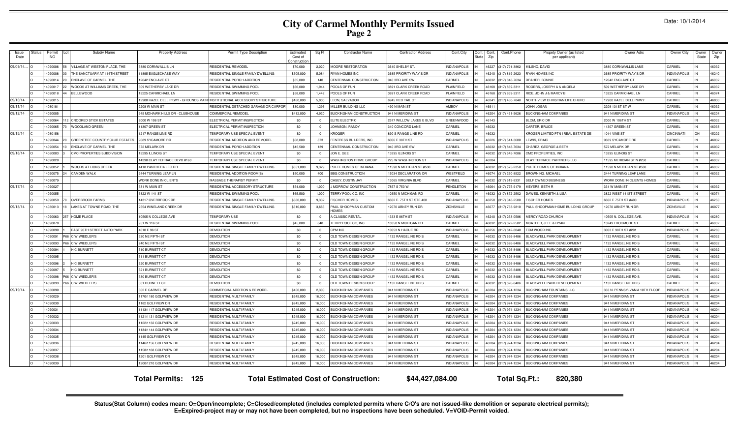# City of Carmel Monthly Permits Issued
## Page 2

Date: 10/1/2014

| Issue Date | Status | Permit NO | Lot | Subdiv Name | Property Address | Permit Type Description | Estimated Cost of Construction | Sq Ft | Contractor Name | Contractor Address | Cont.City | Cont. State | Cont. Zip | Cont.Phone | Propety Owner (as listed per applicant) | Owner Adrs | Owner City | Owner State | Owner Zip |
|---|---|---|---|---|---|---|---|---|---|---|---|---|---|---|---|---|---|---|---|
| 09/09/14... | O | 14090006 | 58 | VILLAGE AT WESTON PLACE, THE | 3880 CORNWALLIS LN | RESIDENTIAL REMODEL | $70,000 | 2,020 | MOORE RESTORATION | 3610 SHELBY ST. | INDIANAPOLIS | IN | 46227 | (317) 791-3862 | MILSHO, DAVID | 3880 CORNWALLIS LANE | CARMEL | IN | 46032 |
| | O | 14090008 | 33 | THE SANCTUARY AT 116TH STREET | 11895 EAGLECHASE WAY | RESIDENTIAL SINGLE FAMILY DWELLING | $305,000 | 5,084 | RYAN HOMES INC | 3685 PRIORITY WAY S DR | INDIANAPOLIS | IN | 46240 | (317) 819-2623 | RYAN HOMES INC | 3685 PRIORITY WAY S DR | INDIANAPOLIS | IN | 46240 |
| | O | 14090014 | 29 | ENCLAVE OF CARMEL, THE | 12642 ENCLAVE CT | RESIDENTIAL PORCH ADDITION | $35,000 | 140 | CENTENNIAL CONSTRUCTION | 940 3RD AVE SW | CARMEL | IN | 46032 | (317) 848-7634 | DRAHER, BONNIE | 12642 ENCLAVE CT | CARMEL | IN | 46032 |
| | O | 14090017 | 22 | WOODS AT WILLIAMS CREEK, THE | 509 WETHERBY LAKE DR | RESIDENTIAL SWIMMING POOL | $66,000 | 1,944 | POOLS OF FUN | 3891 CLARK CREEK ROAD | PLAINFIELD | IN | 46168 | (317) 839-3311 | ROGERS, JOSEPH A & ANGELA | 509 WETHERBY LAKE DR | CARMEL | IN | 46032 |
| | O | 14090018 | 44 | BELLEWOOD | 13225 CARMICHAEL LN | RESIDENTIAL SWIMMING POOL | $58,000 | 1,442 | POOLS OF FUN | 3891 CLARK CREEK ROAD | PLAINFIELD | IN | 46168 | (317) 839-3311 | RICE, JOHN J & MARCY B | 13225 CARMICHAEL LN | CARMEL | IN | 46074 |
| 09/10/14 | O | 14090015 | | | 12900 HAZEL DELL PKWY - GROUNDS MAINT | INSTITUTIONAL ACCESSORY STRUCTURE | $180,000 | 5,000 | LEON, SALVADOR | 6945 RED TAIL CT | INDIANAPOLIS | IN | 46241 | (317) 480-7848 | NORTHVIEW CHRISTIAN LIFE CHURC | 12900 HAZEL DELL PKWY | CARMEL | IN | 46033 |
| 09/11/14 | O | 14080181 | | | 2208 W MAIN ST | RESIDENTIAL DETACHED GARAGE OR CARPOR | $30,000 | 1,296 | MILLER BUILDING LLC | 490 N MAIN ST | AMBOY | IN | 46911 | | JOHN LOGAN | 2208 131ST ST W | CARMEL | IN | 46032 |
| 09/12/14 | O | 14090005 | | | 945 MOHAWK HILLS DR - CLUBHOUSE | COMMERCIAL REMODEL | $412,000 | 4,920 | BUCKINGHAM CONSTRUCTION | 941 N MERIDIAN ST | INDIANAPOLIS | IN | 46204 | (317) 431-9626 | BUCKINGHAM COMPANIES | 941 N MERIDIAN ST | INDIANAPOLIS | IN | 46204 |
| | C | 14090064 | 112 | CROOKED STICK ESTATES | 2000 W 106 ST | ELECTRICAL PERMIT/INSPECTION | $0 | 0 | ELITE ELECTRIC | 2577 WILLOW LAKES E BLVD | GREENWOOD | IN | 46143 | | BLOM, ERIC DR | 2000 W 106TH ST | CARMEL | IN | 46032 |
| | C | 14090065 | 73 | WOODLAND GREEN | 11307 GREEN ST | ELECTRICAL PERMIT/INSPECTION | $0 | 0 | JOHNSON, RANDY | 310 CONCORD LANE | CARMEL | IN | 46032 | | CARTER, BRUCE | 11307 GREEN ST | CARMEL | IN | 46033 |
| 09/15/14 | O | 14080158 | | | 1217 RANGE LINE RD | TEMPORARY USE SPECIAL EVENT | $0 | 0 | KROGER | 890 S RANGE LINE RD | CARMEL | IN | 46032 | | KROGER LIMITED PTN I REAL ESTATE DE | 1014 VINE ST | CINCINNATI | OH | 45202 |
| | O | 14090044 | 28 | GREENTREE COUNTRY CLUB ESTATES | 9689 SYCAMORE RD | RESIDENTIAL ADDITION AND REMODEL | $68,000 | 873 | FENTRESS BUILDERS, INC | 6006 E 38TH ST | INDIANAPOLIS | IN | 46226 | (317) 541-3600 | LEWIS, CRAIG | 9689 SYCAMORE RD | CARMEL | IN | 46032 |
| | O | 14090054 | 10 | ENCLAVE OF CARMEL, THE | 572 MELARK DR | RESIDENTIAL PORCH ADDITION | $16,500 | 139 | CENTENNIAL CONSTRUCTION | 940 3RD AVE SW | CARMEL | IN | 46032 | (317) 848-7634 | CHAREZ, GEORGE & BETH | 572 MELARK DR | CARMEL | IN | 46032 |
| 09/16/14 | O | 14080003 | 3 | CMC PROPERTIES SUBDIVISION | 13295 ILLINOIS ST | TEMPORARY USE SPECIAL EVENT | $0 | 0 | JON E. GEE | 13295 ILLINOIS ST | CARMEL | IN | 46032 | (317) 645-7086 | CMC PROPERTIES, INC | 13295 ILLINOIS ST | CARMEL | IN | 46032 |
| | O | 14090028 | | | 14390 CLAY TERRACE BLVD #160 | TEMPORARY USE SPECIAL EVENT | $0 | 0 | WASHINGTON PRIME GROUP | 225 W WASHINGTON ST | INDIANAPOLIS | IN | 46204 | | CLAY TERRACE PARTNERS LLC | 11595 MERIDIAN ST N #250 | CARMEL | IN | 46032 |
| | O | 14090052 | | WOODS AT LIONS CREEK | 4418 PANTHERA LEO DR | RESIDENTIAL SINGLE FAMILY DWELLING | $651,000 | 9,329 | PULTE HOMES OF INDIANA | 11590 N MERIDIAN ST #530 | CARMEL | IN | 46032 | (317) 575-2350 | PULTE HOMES OF INDIANA | 11590 N MERIDIAN ST #530 | CARMEL | IN | 46032 |
| | O | 14090075 | 24 | CAMDEN WALK | 2444 TURNING LEAF LN | RESIDENTIAL ADDITION-ROOM(S) | $50,000 | 400 | BBG CONSTRUCTION | 15034 DECLARATION DR | WESTFIELD | IN | 46074 | (317) 250-8522 | BROWNING, MICHAEL | 2444 TURNING LEAF LANE | CARMEL | IN | 46032 |
| | O | 14090079 | | | WORK DONE IN CLIENTS | MASSAGE THERAPIST PERMIT | $0 | 0 | CASEY, DUSTIN JAY | 13065 VIRGINIA BLVD | CARMEL | IN | 46032 | (317) 619-8331 | SELF OWNED BUSINESS | WORK DONE IN CLIENTS HOMES | CARMEL | | |
| 09/17/14 | O | 14090027 | | | 331 W MAIN ST | RESIDENTIAL ACCESSORY STRUCTURE | $54,000 | 1,000 | J MORROW CONSTRUCTION | 7857 S 750 W | PENDLETON | IN | 46064 | (317) 775-9179 | MEYERS, BETH R | 331 W MAIN ST | CARMEL | IN | 46032 |
| | O | 14090055 | | | 3822 W 141 ST | RESIDENTIAL SWIMMING POOL | $65,500 | 1,000 | TERRY POOL CO, INC | 10350 N MICHIGAN RD | CARMEL | IN | 46032 | (317) 872-2502 | DAWES, KENNETH & LISA | 3822 WEST 141ST STREET | CARMEL | IN | 46074 |
| | O | 14090059 | 78 | OVERBROOK FARMS | 14317 OVERBROOK DR | RESIDENTIAL SINGLE FAMILY DWELLING | $380,000 | 9,332 | FISCHER HOMES | 6602 E. 75TH ST STE 400 | INDIANAPOLIS | IN | 46250 | (317) 348-2500 | FISCHER HOMES | 6602 E 75TH ST #400 | INDIANAPOLIS | IN | 46250 |
| 09/18/14 | O | 14080013 | 18 | LAKES AT TOWNE ROAD, THE | 2554 WINELAND CREEK DR | RESIDENTIAL SINGLE FAMILY DWELLING | $310,000 | 3,663 | PAUL SHOOPMAN CUSTOM HOMES | 12070 ABNEY RUN DR. | ZIONSVILLE | IN | 46077 | (317) 733-9810 | PAUL SHOOPMAN HOME BUILDING GROUP | 12070 ABNEY RUN DR | ZIONSVILLE | IN | 46077 |
| | O | 14090063 | 257 | HOME PLACE | 10505 N COLLEGE AVE | TEMPORARY USE | $0 | 0 | A CLASSIC RENTAL | 1333 E 86TH ST | INDIANAPOLIS | IN | 46240 | (317) 253-0586 | MERCY ROAD CHURCH | 10505 N. COLLEGE AVE. | INDIANAPOLIS | IN | 46280 |
| | O | 14090070 | | | 951 W 116 ST | RESIDENTIAL SWIMMING POOL | $45,000 | 648 | TERRY POOL CO, INC | 10350 N MICHIGAN RD | CARMEL | IN | 46032 | (317) 872-2502 | MCATEER, JEFF & LIYAN | 13249 FROGMORE ST | CARMEL | IN | 46032 |
| | O | 14090090 | | EAST 96TH STREET AUTO PARK | 4610 E 96 ST | DEMOLITION | $0 | 0 | CPM INC | 10053 N HAGUE RD | INDIANAPOLIS | IN | 46256 | (317) 842-8040 | TOM WOOD INC. | 3003 E 98TH ST #201 | INDIANAPOLIS | IN | 46280 |
| | O | 14090091 | P66 | C W WIEDLER'S | 230 NE FIFTH ST | DEMOLITION | $0 | 0 | OLD TOWN DESIGN GROUP | 1132 RANGELINE RD S | CARMEL | IN | 46032 | (317) 626-8486 | BLACKWELL PARK DEVELOPMENT | 1132 RANGELINE RD S | CARMEL | IN | 46032 |
| | O | 14090093 | P66 | C W WIEDLER'S | 240 NE FIFTH ST | DEMOLITION | $0 | 0 | OLD TOWN DESIGN GROUP | 1132 RANGELINE RD S | CARMEL | IN | 46032 | (317) 626-8486 | BLACKWELL PARK DEVELOPMENT | 1132 RANGELINE RD S | CARMEL | IN | 46032 |
| | O | 14090094 | 1 | H C BURNETT | 510 BURNETT CT | DEMOLITION | $0 | 0 | OLD TOWN DESIGN GROUP | 1132 RANGELINE RD S | CARMEL | IN | 46032 | (317) 626-8486 | BLACKWELL PARK DEVELOPMENT | 1132 RANGELINE RD S | CARMEL | IN | 46032 |
| | O | 14090095 | | | 511 BURNETT CT | DEMOLITION | $0 | 0 | OLD TOWN DESIGN GROUP | 1132 RANGELINE RD S | CARMEL | IN | 46032 | (317) 626-8486 | BLACKWELL PARK DEVELOPMENT | 1132 RANGELINE RD S | CARMEL | IN | 46032 |
| | O | 14090096 | 2 | H C BURNETT | 520 BURNETT CT | DEMOLITION | $0 | 0 | OLD TOWN DESIGN GROUP | 1132 RANGELINE RD S | CARMEL | IN | 46032 | (317) 626-8486 | BLACKWELL PARK DEVELOPMENT | 1132 RANGELINE RD S | CARMEL | IN | 46032 |
| | O | 14090097 | 5 | H C BURNETT | 521 BURNETT CT | DEMOLITION | $0 | 0 | OLD TOWN DESIGN GROUP | 1132 RANGELINE RD S | CARMEL | IN | 46032 | (317) 626-8486 | BLACKWELL PARK DEVELOPMENT | 1132 RANGELINE RD S | CARMEL | IN | 46032 |
| | O | 14090098 | P66 | C W WIEDLER'S | 530 BURNETT CT | DEMOLITION | $0 | 0 | OLD TOWN DESIGN GROUP | 1132 RANGELINE RD S | CARMEL | IN | 46032 | (317) 626-8486 | BLACKWELL PARK DEVELOPMENT | 1132 RANGELINE RD S | CARMEL | IN | 46032 |
| | O | 14090099 | P66 | C W WIEDLER'S | 531 BURNETT CT | DEMOLITION | $0 | 0 | OLD TOWN DESIGN GROUP | 1132 RANGELINE RD S | CARMEL | IN | 46032 | (317) 626-8486 | BLACKWELL PARK DEVELOPMENT | 1132 RANGELINE RD S | CARMEL | IN | 46032 |
| 09/19/14 | O | 14080090 | | | 502 E CARMEL DR | COMMERCIAL ADDITION & REMODEL | $450,000 | 2,300 | BUCKINGHAM COMPANIES | 941 N MERIDIAN ST | INDIANAPOLIS | IN | 46204 | (317) 974-1234 | BUCKINGHAM FOUNTAINS LLC | 333 N. PENNSYLVANIA 10TH FLOOR | INDIANAPOLIS | IN | 46204 |
| | O | 14090029 | | | 1170/1180 GOLFVIEW DR | RESIDENTIAL MULTI-FAMILY | $245,000 | 16,000 | BUCKINGHAM COMPANIES | 941 N MERIDIAN ST | INDIANAPOLIS | IN | 46204 | (317) 974-1234 | BUCKINGHAM COMPANIES | 941 N MERIDIAN ST | INDIANAPOLIS | IN | 46204 |
| | O | 14090030 | | | 1182 GOLFVIEW DR | RESIDENTIAL MULTI-FAMILY | $245,000 | 16,000 | BUCKINGHAM COMPANIES | 941 N MERIDIAN ST | INDIANAPOLIS | IN | 46204 | (317) 974-1234 | BUCKINGHAM COMPANIES | 941 N MERIDIAN ST | INDIANAPOLIS | IN | 46204 |
| | O | 14090031 | | | 1113/1117 GOLFVIEW DR | RESIDENTIAL MULTI-FAMILY | $245,000 | 16,000 | BUCKINGHAM COMPANIES | 941 N MERIDIAN ST | INDIANAPOLIS | IN | 46204 | (317) 974-1234 | BUCKINGHAM COMPANIES | 941 N MERIDIAN ST | INDIANAPOLIS | IN | 46204 |
| | O | 14090032 | | | 1121/1131 GOLFVIEW DR | RESIDENTIAL MULTI-FAMILY | $245,000 | 16,000 | BUCKINGHAM COMPANIES | 941 N MERIDIAN ST | INDIANAPOLIS | IN | 46204 | (317) 974-1234 | BUCKINGHAM COMPANIES | 941 N MERIDIAN ST | INDIANAPOLIS | IN | 46204 |
| | O | 14090033 | | | 1122/1132 GOLFVIEW DR | RESIDENTIAL MULTI-FAMILY | $245,000 | 16,000 | BUCKINGHAM COMPANIES | 941 N MERIDIAN ST | INDIANAPOLIS | IN | 46204 | (317) 974-1234 | BUCKINGHAM COMPANIES | 941 N MERIDIAN ST | INDIANAPOLIS | IN | 46204 |
| | O | 14090034 | | | 1134/1144 GOLFVIEW DR | RESIDENTIAL MULTI-FAMILY | $245,000 | 16,000 | BUCKINGHAM COMPANIES | 941 N MERIDIAN ST | INDIANAPOLIS | IN | 46204 | (317) 974-1234 | BUCKINGHAM COMPANIES | 941 N MERIDIAN ST | INDIANAPOLIS | IN | 46204 |
| | O | 14090035 | | | 1145 GOLFVIEW DR | RESIDENTIAL MULTI-FAMILY | $245,000 | 16,000 | BUCKINGHAM COMPANIES | 941 N MERIDIAN ST | INDIANAPOLIS | IN | 46204 | (317) 974-1234 | BUCKINGHAM COMPANIES | 941 N MERIDIAN ST | INDIANAPOLIS | IN | 46204 |
| | O | 14090036 | | | 1146/1156 GOLFVIEW DR | RESIDENTIAL MULTI-FAMILY | $245,000 | 16,000 | BUCKINGHAM COMPANIES | 941 N MERIDIAN ST | INDIANAPOLIS | IN | 46204 | (317) 974-1234 | BUCKINGHAM COMPANIES | 941 N MERIDIAN ST | INDIANAPOLIS | IN | 46204 |
| | O | 14090037 | | | 1158/1168 GOLFVIEW DR | RESIDENTIAL MULTI-FAMILY | $245,000 | 16,000 | BUCKINGHAM COMPANIES | 941 N MERIDIAN ST | INDIANAPOLIS | IN | 46204 | (317) 974-1234 | BUCKINGHAM COMPANIES | 941 N MERIDIAN ST | INDIANAPOLIS | IN | 46204 |
| | O | 14090038 | | | 1201 GOLFVIEW DR | RESIDENTIAL MULTI-FAMILY | $245,000 | 16,000 | BUCKINGHAM COMPANIES | 941 N MERIDIAN ST | INDIANAPOLIS | IN | 46204 | (317) 974-1234 | BUCKINGHAM COMPANIES | 941 N MERIDIAN ST | INDIANAPOLIS | IN | 46204 |
| | O | 14090039 | | | 1200/1210 GOLFVIEW DR | RESIDENTIAL MULTI-FAMILY | $245,000 | 16,000 | BUCKINGHAM COMPANIES | 941 N MERIDIAN ST | INDIANAPOLIS | IN | 46204 | (317) 974-1234 | BUCKINGHAM COMPANIES | 941 N MERIDIAN ST | INDIANAPOLIS | IN | 46204 |

**Total Permits: 125** **Total Estimated Cost of Construction: $44,427,084.00** **Total Sq.Ft.: 820,380**

**Status(Stat Column) codes mean: O=Open/incomplete; C=Closed/completed (includes completed permits where C/O's are not issued-like demolition or separate electrical permits); E=Expired-project may or may not have been completed, but no inspections have been scheduled. V=VOID-Permit voided.**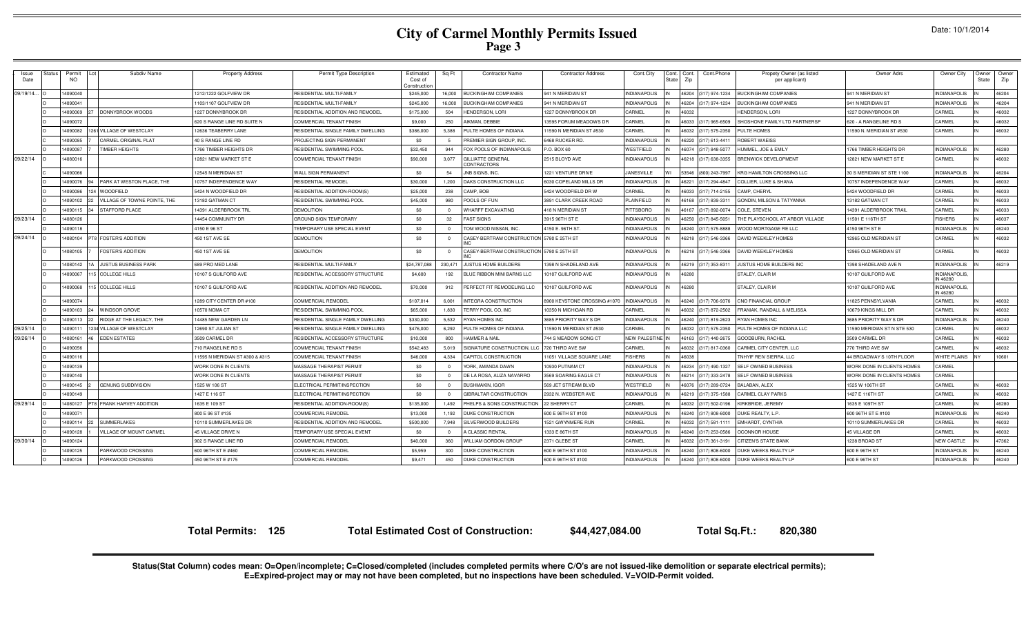# City of Carmel Monthly Permits Issued
## Page 3

Date: 10/1/2014

| Issue Date | Status | Permit NO | Lot | Subdiv Name | Property Address | Permit Type Description | Estimated Cost of Construction | Sq Ft | Contractor Name | Contractor Address | Cont.City | Cont. State | Cont. Zip | Cont.Phone | Propety Owner (as listed per applicant) | Owner Adrs | Owner City | Owner State | Owner Zip |
|---|---|---|---|---|---|---|---|---|---|---|---|---|---|---|---|---|---|---|---|
| 09/19/14... | O | 14090040 | | | 1212/1222 GOLFVIEW DR | RESIDENTIAL MULTI-FAMILY | $245,000 | 16,000 | BUCKINGHAM COMPANIES | 941 N MERIDIAN ST | INDIANAPOLIS | IN | 46204 | (317) 974-1234 | BUCKINGHAM COMPANIES | 941 N MERIDIAN ST | INDIANAPOLIS | IN | 46204 |
| | O | 14090041 | | | 1103/1107 GOLFVIEW DR | RESIDENTIAL MULTI-FAMILY | $245,000 | 16,000 | BUCKINGHAM COMPANIES | 941 N MERIDIAN ST | INDIANAPOLIS | IN | 46204 | (317) 974-1234 | BUCKINGHAM COMPANIES | 941 N MERIDIAN ST | INDIANAPOLIS | IN | 46204 |
| | O | 14090069 | 27 | DONNYBROOK WOODS | 1227 DONNYBROOK DR | RESIDENTIAL ADDITION AND REMODEL | $175,000 | 504 | HENDERSON, LORI | 1227 DONNYBROOK DR | CARMEL | IN | 46032 | | HENDERSON, LORI | 1227 DONNYBROOK DR | CARMEL | IN | 46032 |
| | O | 14090072 | | | 620 S RANGE LINE RD SUITE N | COMMERCIAL TENANT FINISH | $9,000 | 250 | AIKMAN, DEBBIE | 13595 FORUM MEADOWS DR | CARMEL | IN | 46033 | (317) 965-6509 | SHOSHONE FAMILY LTD PARTNERSP | 620 - A RANGELINE RD S | CARMEL | IN | 46032 |
| | O | 14090082 | 1261 | VILLAGE OF WESTCLAY | 12636 TEABERRY LANE | RESIDENTIAL SINGLE FAMILY DWELLING | $386,000 | 5,388 | PULTE HOMES OF INDIANA | 11590 N MERIDIAN ST #530 | CARMEL | IN | 46032 | (317) 575-2350 | PULTE HOMES | 11590 N. MERIDIAN ST #530 | CARMEL | IN | 46032 |
| | C | 14090085 | 7 | CARMEL ORIGINAL PLAT | 40 S RANGE LINE RD | PROJECTING SIGN PERMANENT | $0 | 5 | PREMIER SIGN GROUP, INC. | 6468 RUCKER RD. | INDIANAPOLIS | IN | 46220 | (317) 613-4411 | ROBERT WAEISS | | | | |
| | O | 14090087 | 7 | TIMBER HEIGHTS | 1766 TIMBER HEIGHTS DR | RESIDENTIAL SWIMMING POOL | $32,450 | 944 | FOX POOLS OF INDIANAPOLIS | P.O. BOX 60 | WESTFIELD | IN | 46074 | (317) 848-5077 | HUMMEL, JOE & EMILY | 1766 TIMBER HEIGHTS DR | INDIANAPOLIS | IN | 46280 |
| 09/22/14 | O | 14080016 | | | 12821 NEW MARKET ST E | COMMERCIAL TENANT FINISH | $90,000 | 3,077 | GILLIATTE GENERAL CONTRACTORS | 2515 BLOYD AVE | INDIANAPOLIS | IN | 46218 | (317) 638-3355 | BRENWICK DEVELOPMENT | 12821 NEW MARKET ST E | CARMEL | IN | 46032 |
| | C | 14090066 | | | 12545 N MERIDIAN ST | WALL SIGN PERMANENT | $0 | 54 | JNB SIGNS, INC. | 1221 VENTURE DRIVE | JANESVILLE | WI | 53546 | (800) 243-7997 | KRG HAMILTON CROSSING LLC | 30 S MERIDIAN ST STE 1100 | INDIANAPOLIS | IN | 46204 |
| | O | 14090076 | 94 | PARK AT WESTON PLACE, THE | 10757 INDEPENDENCE WAY | RESIDENTIAL REMODEL | $30,000 | 1,200 | OAKS CONSTRUCTION LLC | 6030 COPELAND MILLS DR | INDIANAPOLIS | IN | 46221 | (317) 294-4847 | COLLIER, LUKE & SHANA | 10757 INDEPENDENCE WAY | CARMEL | IN | 46032 |
| | O | 14090086 | 124 | WOODFIELD | 5424 N WOODFIELD DR | RESIDENTIAL ADDITION-ROOM(S) | $25,000 | 238 | CAMP, BOB | 5424 WOODFIELD DR W | CARMEL | IN | 46033 | (317) 714-2155 | CAMP, CHERYL | 5424 WOODFIELD DR | CARMEL | IN | 46033 |
| | O | 14090102 | 22 | VILLAGE OF TOWNE POINTE, THE | 13182 GATMAN CT | RESIDENTIAL SWIMMING POOL | $45,000 | 980 | POOLS OF FUN | 3891 CLARK CREEK ROAD | PLAINFIELD | IN | 46168 | (317) 839-3311 | GONDIN, MILSON & TATYANNA | 13182 GATMAN CT | CARMEL | IN | 46033 |
| | O | 14090115 | 34 | STAFFORD PLACE | 14391 ALDERBROOK TRL | DEMOLITION | $0 | 0 | WHARFF EXCAVATING | 418 N MERIDIAN ST | PITTSBORO | IN | 46167 | (317) 892-0074 | COLE, STEVEN | 14391 ALDERBROOK TRAIL | CARMEL | IN | 46033 |
| 09/23/14 | C | 14080126 | | | 14454 COMMUNITY DR | GROUND SIGN TEMPORARY | $0 | 32 | FAST SIGNS | 3915 96TH ST E | INDIANAPOLIS | IN | 46250 | (317) 845-5051 | THE PLAYSCHOOL AT ARBOR VILLAGE | 11501 E 116TH ST | FISHERS | IN | 46037 |
| | O | 14090118 | | | 4150 E 96 ST | TEMPORARY USE SPECIAL EVENT | $0 | 0 | TOM WOOD NISSAN, INC. | 4150 E. 96TH ST. | INDIANAPOLIS | IN | 46240 | (317) 575-8888 | WOOD MORTGAGE RE LLC | 4150 96TH ST E | INDIANAPOLIS | IN | 46240 |
| 09/24/14 | O | 14080104 | PT8 | FOSTER'S ADDITION | 450 1ST AVE SE | DEMOLITION | $0 | 0 | CASEY-BERTRAM CONSTRUCTION INC | 5780 E 25TH ST | INDIANAPOLIS | IN | 46218 | (317) 546-3366 | DAVID WEEKLEY HOMES | 12965 OLD MERIDIAN ST | CARMEL | IN | 46032 |
| | O | 14080105 | 7 | FOSTER'S ADDITION | 450 1ST AVE SE | DEMOLITION | $0 | 0 | CASEY-BERTRAM CONSTRUCTION INC | 5780 E 25TH ST | INDIANAPOLIS | IN | 46218 | (317) 546-3366 | DAVID WEEKLEY HOMES | 12965 OLD MERIDIAN ST | CARMEL | IN | 46032 |
| | O | 14080142 | 1A | JUSTUS BUSINESS PARK | 689 PRO MED LANE | RESIDENTIAL MULTI-FAMILY | $24,787,088 | 230,471 | JUSTUS HOME BUILDERS | 1398 N SHADELAND AVE | INDIANAPOLIS | IN | 46219 | (317) 353-8311 | JUSTUS HOME BUILDERS INC | 1398 SHADELAND AVE N | INDIANAPOLIS | IN | 46219 |
| | O | 14090067 | 115 | COLLEGE HILLS | 10107 S GUILFORD AVE | RESIDENTIAL ACCESSORY STRUCTURE | $4,600 | 192 | BLUE RIBBON MINI BARNS LLC | 10107 GUILFORD AVE | INDIANAPOLIS | IN | 46280 | | STALEY, CLAIR M | 10107 GUILFORD AVE | INDIANAPOLIS, IN 46280 | | |
| | O | 14090068 | 115 | COLLEGE HILLS | 10107 S GUILFORD AVE | RESIDENTIAL ADDITION AND REMODEL | $70,000 | 912 | PERFECT FIT REMODELING LLC | 10107 GUILFORD AVE | INDIANAPOLIS | IN | 46280 | | STALEY, CLAIR M | 10107 GUILFORD AVE | INDIANAPOLIS, IN 46280 | | |
| | O | 14090074 | | | 1289 CITY CENTER DR #100 | COMMERCIAL REMODEL | $107,014 | 6,001 | INTEGRA CONSTRUCTION | 8900 KEYSTONE CROSSING #1070 | INDIANAPOLIS | IN | 46240 | (317) 706-9376 | CNO FINANCIAL GROUP | 11825 PENNSYLVANIA | CARMEL | IN | 46032 |
| | O | 14090103 | 24 | WINDSOR GROVE | 10570 NOMA CT | RESIDENTIAL SWIMMING POOL | $65,000 | 1,830 | TERRY POOL CO, INC | 10350 N MICHIGAN RD | CARMEL | IN | 46032 | (317) 872-2502 | FRANIAK, RANDALL & MELISSA | 10679 KINGS MILL DR | CARMEL | IN | 46032 |
| | O | 14090113 | 22 | RIDGE AT THE LEGACY, THE | 14485 NEW GARDEN LN | RESIDENTIAL SINGLE FAMILY DWELLING | $330,000 | 5,532 | RYAN HOMES INC | 3685 PRIORITY WAY S DR | INDIANAPOLIS | IN | 46240 | (317) 819-2623 | RYAN HOMES INC | 3685 PRIORITY WAY S DR | INDIANAPOLIS | IN | 46240 |
| 09/25/14 | O | 14090111 | 1234 | VILLAGE OF WESTCLAY | 12690 ST JULIAN ST | RESIDENTIAL SINGLE FAMILY DWELLING | $476,000 | 6,292 | PULTE HOMES OF INDIANA | 11590 N MERIDIAN ST #530 | CARMEL | IN | 46032 | (317) 575-2350 | PULTE HOMES OF INDIANA LLC | 11590 MERIDIAN ST N STE 530 | CARMEL | IN | 46032 |
| 09/26/14 | O | 14080161 | 46 | EDEN ESTATES | 3509 CARMEL DR | RESIDENTIAL ACCESSORY STRUCTURE | $10,000 | 800 | HAMMER & NAIL | 744 S MEADOW SONG CT | NEW PALESTINE | IN | 46163 | (317) 440-2675 | GOODBURN, RACHEL | 3509 CARMEL DR | CARMEL | IN | 46032 |
| | O | 14090056 | | | 710 RANGELINE RD S | COMMERCIAL TENANT FINISH | $542,483 | 5,019 | SIGNATURE CONSTRUCTION, LLC | 720 THIRD AVE SW | CARMEL | IN | 46032 | (317) 817-0360 | CARMEL CITY CENTER, LLC | 770 THIRD AVE SW | CARMEL | IN | 46032 |
| | O | 14090116 | | | 11595 N MERIDIAN ST #300 & #315 | COMMERCIAL TENANT FINISH | $46,000 | 4,334 | CAPITOL CONSTRUCTION | 11051 VILLAGE SQUARE LANE | FISHERS | IN | 46038 | | TNHYIF REIV SIERRA, LLC | 44 BROADWAY S 10TH FLOOR | WHITE PLAINS | NY | 10601 |
| | O | 14090139 | | | WORK DONE IN CLIENTS | MASSAGE THERAPIST PERMIT | $0 | 0 | YORK, AMANDA DAWN | 10930 PUTNAM CT | INDIANAPOLIS | IN | 46234 | (317) 490-1327 | SELF OWNED BUSINESS | WORK DONE IN CLIENTS HOMES | CARMEL | | |
| | O | 14090140 | | | WORK DONE IN CLIENTS | MASSAGE THERAPIST PERMIT | $0 | 0 | DE LA ROSA, ALIZA NAVARRO | 3569 SOARING EAGLE CT | INDIANAPOLIS | IN | 46214 | (317) 333-2478 | SELF OWNED BUSINESS | WORK DONE IN CLIENTS HOMES | CARMEL | | |
| | O | 14090145 | 2 | GENUNG SUBDIVISION | 1525 W 106 ST | ELECTRICAL PERMIT/INSPECTION | $0 | 0 | BUSHMAKIN, IGOR | 569 JET STREAM BLVD | WESTFIELD | IN | 46076 | (317) 289-0724 | BALABAN, ALEX | 1525 W 106TH ST | CARMEL | IN | 46032 |
| | O | 14090149 | | | 1427 E 116 ST | ELECTRICAL PERMIT/INSPECTION | $0 | 0 | GIBRALTAR CONSTRUCTION | 2932 N. WEBSTER AVE | INDIANAPOLIS | IN | 46219 | (317) 375-1588 | CARMEL CLAY PARKS | 1427 E 116TH ST | CARMEL | IN | 46032 |
| 09/29/14 | O | 14080127 | PT8 | FRANK HARVEY ADDITION | 1635 E 109 ST | RESIDENTIAL ADDITION-ROOM(S) | $135,000 | 1,492 | PHELPS & SONS CONSTRUCTION | 22 SHERRY CT | CARMEL | IN | 46032 | (317) 502-0196 | KIRKBRIDE, JEREMY | 1635 E 109TH ST | CARMEL | IN | 46280 |
| | O | 14090071 | | | 800 E 96 ST #135 | COMMERCIAL REMODEL | $13,000 | 1,192 | DUKE CONSTRUCTION | 600 E 96TH ST #100 | INDIANAPOLIS | IN | 46240 | (317) 808-6000 | DUKE REALTY, L.P. | 600 96TH ST E #100 | INDIANAPOLIS | IN | 46240 |
| | O | 14090114 | 22 | SUMMERLAKES | 10110 SUMMERLAKES DR | RESIDENTIAL ADDITION AND REMODEL | $500,000 | 7,948 | SILVERWOOD BUILDERS | 1521 GWYNMERE RUN | CARMEL | IN | 46032 | (317) 581-1111 | EMHARDT, CYNTHIA | 10110 SUMMERLAKES DR | CARMEL | IN | 46032 |
| | O | 14090128 | 1 | VILLAGE OF MOUNT CARMEL | 45 VILLAGE DRIVE N | TEMPORARY USE SPECIAL EVENT | $0 | 0 | A CLASSIC RENTAL | 1333 E 86TH ST | INDIANAPOLIS | IN | 46240 | (317) 253-0586 | OCONNOR HOUSE | 45 VILLAGE DR | CARMEL | IN | 46032 |
| 09/30/14 | O | 14090124 | | | 902 S RANGE LINE RD | COMMERCIAL REMODEL | $40,000 | 360 | WILLIAM GORDON GROUP | 2371 GLEBE ST | CARMEL | IN | 46032 | (317) 361-3191 | CITIZEN'S STATE BANK | 1238 BROAD ST | NEW CASTLE | IN | 47362 |
| | O | 14090125 | | PARKWOOD CROSSING | 600 96TH ST E #460 | COMMERCIAL REMODEL | $5,959 | 300 | DUKE CONSTRUCTION | 600 E 96TH ST #100 | INDIANAPOLIS | IN | 46240 | (317) 808-6000 | DUKE WEEKS REALTY LP | 600 E 96TH ST | INDIANAPOLIS | IN | 46240 |
| | O | 14090126 | | PARKWOOD CROSSING | 450 96TH ST E #175 | COMMERCIAL REMODEL | $9,471 | 450 | DUKE CONSTRUCTION | 600 E 96TH ST #100 | INDIANAPOLIS | IN | 46240 | (317) 808-6000 | DUKE WEEKS REALTY LP | 600 E 96TH ST | INDIANAPOLIS | IN | 46240 |

**Total Permits: 125** **Total Estimated Cost of Construction: $44,427,084.00** **Total Sq.Ft.: 820,380**

**Status(Stat Column) codes mean: O=Open/incomplete; C=Closed/completed (includes completed permits where C/O's are not issued-like demolition or separate electrical permits); E=Expired-project may or may not have been completed, but no inspections have been scheduled. V=VOID-Permit voided.**